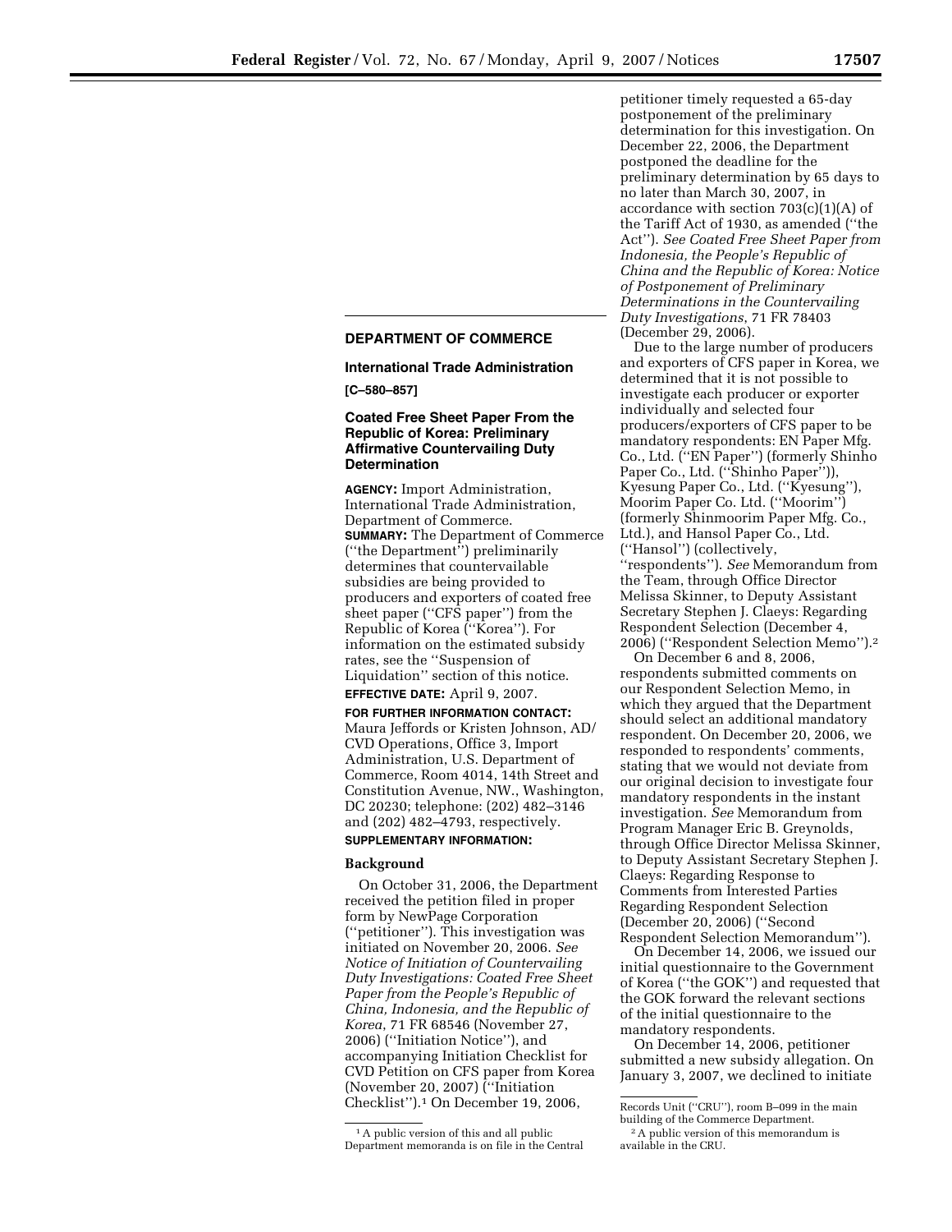DEPARTMENT OF COMMERCE

International Trade Administration

[C–580–857]

## Coated Free Sheet Paper From the Republic of Korea: Preliminary Affirmative Countervailing Duty Determination

**AGENCY:** Import Administration, International Trade Administration, Department of Commerce.

**SUMMARY:** The Department of Commerce (''the Department'') preliminarily determines that countervailable subsidies are being provided to producers and exporters of coated free sheet paper (''CFS paper'') from the Republic of Korea (''Korea''). For information on the estimated subsidy rates, see the ''Suspension of Liquidation'' section of this notice.

**EFFECTIVE DATE:** April 9, 2007.

**FOR FURTHER INFORMATION CONTACT:** Maura Jeffords or Kristen Johnson, AD/CVD Operations, Office 3, Import Administration, U.S. Department of Commerce, Room 4014, 14th Street and Constitution Avenue, NW., Washington, DC 20230; telephone: (202) 482–3146 and (202) 482–4793, respectively.

**SUPPLEMENTARY INFORMATION:**

### Background

On October 31, 2006, the Department received the petition filed in proper form by NewPage Corporation (''petitioner''). This investigation was initiated on November 20, 2006. *See Notice of Initiation of Countervailing Duty Investigations: Coated Free Sheet Paper from the People's Republic of China, Indonesia, and the Republic of Korea*, 71 FR 68546 (November 27, 2006) (''Initiation Notice''), and accompanying Initiation Checklist for CVD Petition on CFS paper from Korea (November 20, 2007) (''Initiation Checklist'').[1] On December 19, 2006, petitioner timely requested a 65-day postponement of the preliminary determination for this investigation. On December 22, 2006, the Department postponed the deadline for the preliminary determination by 65 days to no later than March 30, 2007, in accordance with section 703(c)(1)(A) of the Tariff Act of 1930, as amended (''the Act''). *See Coated Free Sheet Paper from Indonesia, the People's Republic of China and the Republic of Korea: Notice of Postponement of Preliminary Determinations in the Countervailing Duty Investigations*, 71 FR 78403 (December 29, 2006).

Due to the large number of producers and exporters of CFS paper in Korea, we determined that it is not possible to investigate each producer or exporter individually and selected four producers/exporters of CFS paper to be mandatory respondents: EN Paper Mfg. Co., Ltd. (''EN Paper'') (formerly Shinho Paper Co., Ltd. (''Shinho Paper'')), Kyesung Paper Co., Ltd. (''Kyesung''), Moorim Paper Co. Ltd. (''Moorim'') (formerly Shinmoorim Paper Mfg. Co., Ltd.), and Hansol Paper Co., Ltd. (''Hansol'') (collectively, ''respondents''). *See* Memorandum from the Team, through Office Director Melissa Skinner, to Deputy Assistant Secretary Stephen J. Claeys: Regarding Respondent Selection (December 4, 2006) (''Respondent Selection Memo'').[2]

On December 6 and 8, 2006, respondents submitted comments on our Respondent Selection Memo, in which they argued that the Department should select an additional mandatory respondent. On December 20, 2006, we responded to respondents' comments, stating that we would not deviate from our original decision to investigate four mandatory respondents in the instant investigation. *See* Memorandum from Program Manager Eric B. Greynolds, through Office Director Melissa Skinner, to Deputy Assistant Secretary Stephen J. Claeys: Regarding Response to Comments from Interested Parties Regarding Respondent Selection (December 20, 2006) (''Second Respondent Selection Memorandum'').

On December 14, 2006, we issued our initial questionnaire to the Government of Korea (''the GOK'') and requested that the GOK forward the relevant sections of the initial questionnaire to the mandatory respondents.

On December 14, 2006, petitioner submitted a new subsidy allegation. On January 3, 2007, we declined to initiate

[1] A public version of this and all public Department memoranda is on file in the Central Records Unit (''CRU''), room B–099 in the main building of the Commerce Department.

[2] A public version of this memorandum is available in the CRU.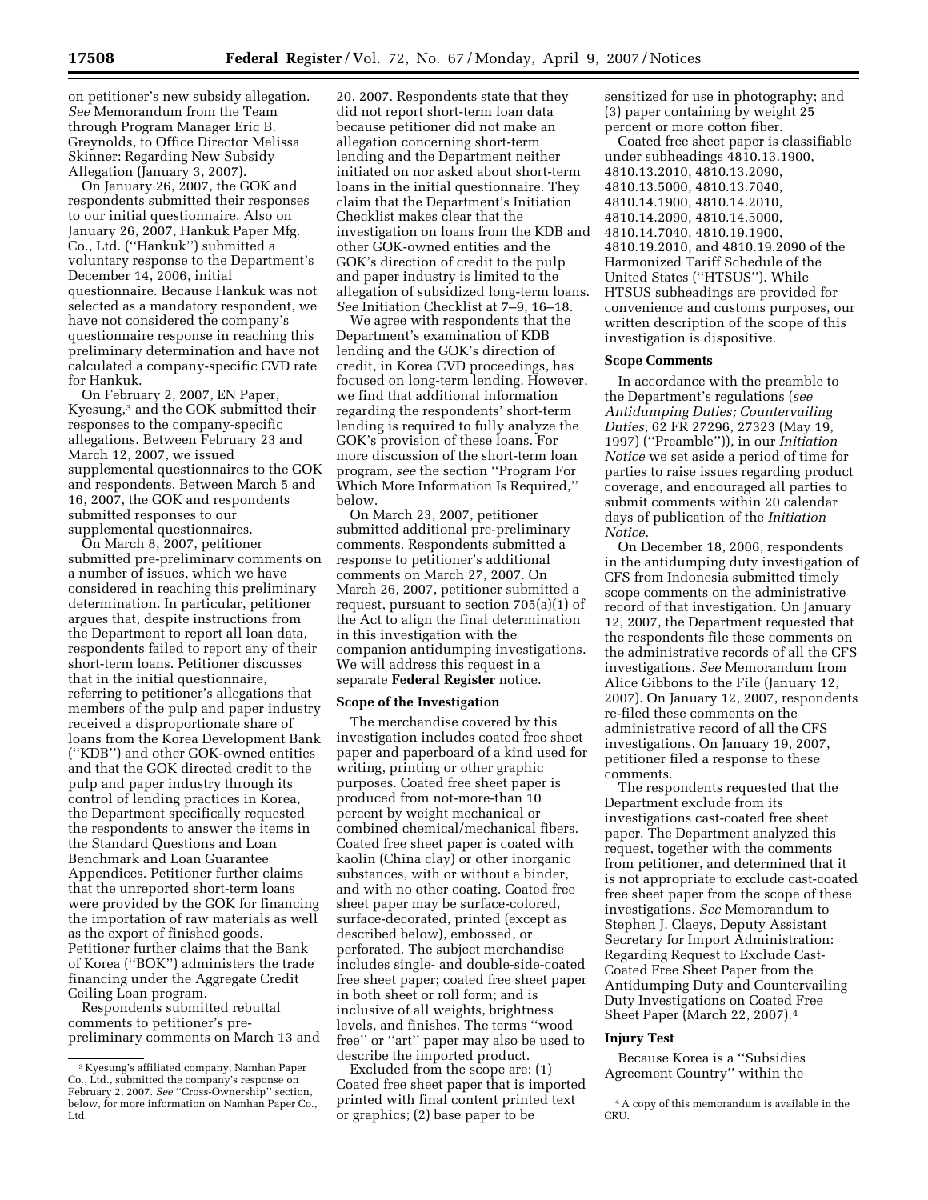on petitioner's new subsidy allegation. *See* Memorandum from the Team through Program Manager Eric B. Greynolds, to Office Director Melissa Skinner: Regarding New Subsidy Allegation (January 3, 2007).

On January 26, 2007, the GOK and respondents submitted their responses to our initial questionnaire. Also on January 26, 2007, Hankuk Paper Mfg. Co., Ltd. (''Hankuk'') submitted a voluntary response to the Department's December 14, 2006, initial questionnaire. Because Hankuk was not selected as a mandatory respondent, we have not considered the company's questionnaire response in reaching this preliminary determination and have not calculated a company-specific CVD rate for Hankuk.

On February 2, 2007, EN Paper, Kyesung,[3] and the GOK submitted their responses to the company-specific allegations. Between February 23 and March 12, 2007, we issued supplemental questionnaires to the GOK and respondents. Between March 5 and 16, 2007, the GOK and respondents submitted responses to our supplemental questionnaires.

On March 8, 2007, petitioner submitted pre-preliminary comments on a number of issues, which we have considered in reaching this preliminary determination. In particular, petitioner argues that, despite instructions from the Department to report all loan data, respondents failed to report any of their short-term loans. Petitioner discusses that in the initial questionnaire, referring to petitioner's allegations that members of the pulp and paper industry received a disproportionate share of loans from the Korea Development Bank (''KDB'') and other GOK-owned entities and that the GOK directed credit to the pulp and paper industry through its control of lending practices in Korea, the Department specifically requested the respondents to answer the items in the Standard Questions and Loan Benchmark and Loan Guarantee Appendices. Petitioner further claims that the unreported short-term loans were provided by the GOK for financing the importation of raw materials as well as the export of finished goods. Petitioner further claims that the Bank of Korea (''BOK'') administers the trade financing under the Aggregate Credit Ceiling Loan program.

Respondents submitted rebuttal comments to petitioner's pre-preliminary comments on March 13 and 20, 2007. Respondents state that they did not report short-term loan data because petitioner did not make an allegation concerning short-term lending and the Department neither initiated on nor asked about short-term loans in the initial questionnaire. They claim that the Department's Initiation Checklist makes clear that the investigation on loans from the KDB and other GOK-owned entities and the GOK's direction of credit to the pulp and paper industry is limited to the allegation of subsidized long-term loans. *See* Initiation Checklist at 7–9, 16–18.

We agree with respondents that the Department's examination of KDB lending and the GOK's direction of credit, in Korea CVD proceedings, has focused on long-term lending. However, we find that additional information regarding the respondents' short-term lending is required to fully analyze the GOK's provision of these loans. For more discussion of the short-term loan program, *see* the section ''Program For Which More Information Is Required,'' below.

On March 23, 2007, petitioner submitted additional pre-preliminary comments. Respondents submitted a response to petitioner's additional comments on March 27, 2007. On March 26, 2007, petitioner submitted a request, pursuant to section 705(a)(1) of the Act to align the final determination in this investigation with the companion antidumping investigations. We will address this request in a separate **Federal Register** notice.

**Scope of the Investigation**

The merchandise covered by this investigation includes coated free sheet paper and paperboard of a kind used for writing, printing or other graphic purposes. Coated free sheet paper is produced from not-more-than 10 percent by weight mechanical or combined chemical/mechanical fibers. Coated free sheet paper is coated with kaolin (China clay) or other inorganic substances, with or without a binder, and with no other coating. Coated free sheet paper may be surface-colored, surface-decorated, printed (except as described below), embossed, or perforated. The subject merchandise includes single- and double-side-coated free sheet paper; coated free sheet paper in both sheet or roll form; and is inclusive of all weights, brightness levels, and finishes. The terms ''wood free'' or ''art'' paper may also be used to describe the imported product.

Excluded from the scope are: (1) Coated free sheet paper that is imported printed with final content printed text or graphics; (2) base paper to be sensitized for use in photography; and (3) paper containing by weight 25 percent or more cotton fiber.

Coated free sheet paper is classifiable under subheadings 4810.13.1900, 4810.13.2010, 4810.13.2090, 4810.13.5000, 4810.13.7040, 4810.14.1900, 4810.14.2010, 4810.14.2090, 4810.14.5000, 4810.14.7040, 4810.19.1900, 4810.19.2010, and 4810.19.2090 of the Harmonized Tariff Schedule of the United States (''HTSUS''). While HTSUS subheadings are provided for convenience and customs purposes, our written description of the scope of this investigation is dispositive.

**Scope Comments**

In accordance with the preamble to the Department's regulations (*see Antidumping Duties; Countervailing Duties*, 62 FR 27296, 27323 (May 19, 1997) (''Preamble'')), in our *Initiation Notice* we set aside a period of time for parties to raise issues regarding product coverage, and encouraged all parties to submit comments within 20 calendar days of publication of the *Initiation Notice*.

On December 18, 2006, respondents in the antidumping duty investigation of CFS from Indonesia submitted timely scope comments on the administrative record of that investigation. On January 12, 2007, the Department requested that the respondents file these comments on the administrative records of all the CFS investigations. *See* Memorandum from Alice Gibbons to the File (January 12, 2007). On January 12, 2007, respondents re-filed these comments on the administrative record of all the CFS investigations. On January 19, 2007, petitioner filed a response to these comments.

The respondents requested that the Department exclude from its investigations cast-coated free sheet paper. The Department analyzed this request, together with the comments from petitioner, and determined that it is not appropriate to exclude cast-coated free sheet paper from the scope of these investigations. *See* Memorandum to Stephen J. Claeys, Deputy Assistant Secretary for Import Administration: Regarding Request to Exclude Cast-Coated Free Sheet Paper from the Antidumping Duty and Countervailing Duty Investigations on Coated Free Sheet Paper (March 22, 2007).[4]

**Injury Test**

Because Korea is a ''Subsidies Agreement Country'' within the

[3] Kyesung's affiliated company, Namhan Paper Co., Ltd., submitted the company's response on February 2, 2007. *See* ''Cross-Ownership'' section, below, for more information on Namhan Paper Co., Ltd.

[4] A copy of this memorandum is available in the CRU.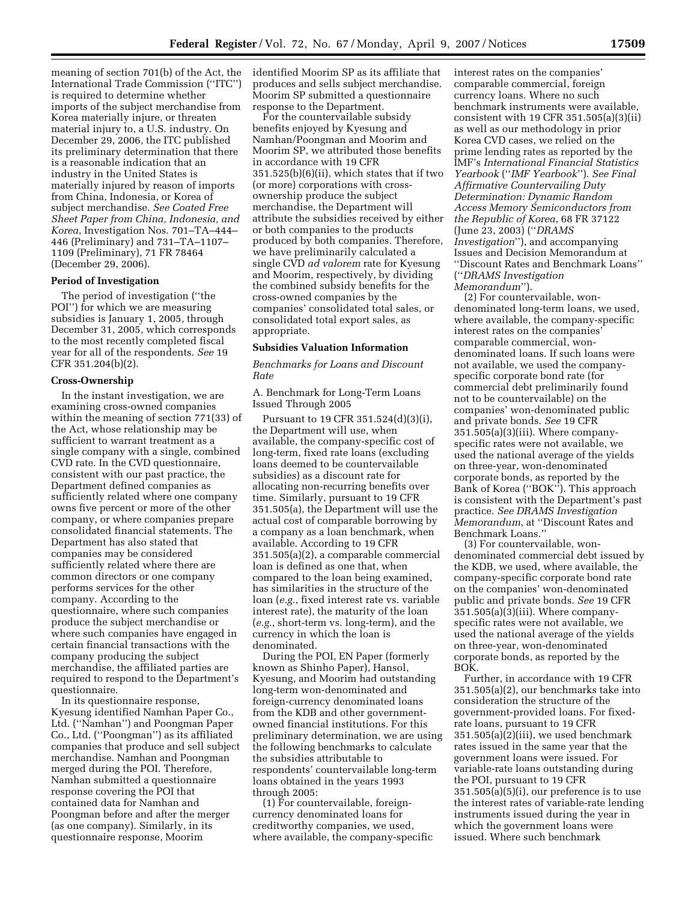meaning of section 701(b) of the Act, the International Trade Commission (''ITC'') is required to determine whether imports of the subject merchandise from Korea materially injure, or threaten material injury to, a U.S. industry. On December 29, 2006, the ITC published its preliminary determination that there is a reasonable indication that an industry in the United States is materially injured by reason of imports from China, Indonesia, or Korea of subject merchandise. *See Coated Free Sheet Paper from China, Indonesia, and Korea*, Investigation Nos. 701–TA–444–446 (Preliminary) and 731–TA–1107–1109 (Preliminary), 71 FR 78464 (December 29, 2006).

**Period of Investigation**

The period of investigation (''the POI'') for which we are measuring subsidies is January 1, 2005, through December 31, 2005, which corresponds to the most recently completed fiscal year for all of the respondents. *See* 19 CFR 351.204(b)(2).

**Cross-Ownership**

In the instant investigation, we are examining cross-owned companies within the meaning of section 771(33) of the Act, whose relationship may be sufficient to warrant treatment as a single company with a single, combined CVD rate. In the CVD questionnaire, consistent with our past practice, the Department defined companies as sufficiently related where one company owns five percent or more of the other company, or where companies prepare consolidated financial statements. The Department has also stated that companies may be considered sufficiently related where there are common directors or one company performs services for the other company. According to the questionnaire, where such companies produce the subject merchandise or where such companies have engaged in certain financial transactions with the company producing the subject merchandise, the affiliated parties are required to respond to the Department's questionnaire.

In its questionnaire response, Kyesung identified Namhan Paper Co., Ltd. (''Namhan'') and Poongman Paper Co., Ltd. (''Poongman'') as its affiliated companies that produce and sell subject merchandise. Namhan and Poongman merged during the POI. Therefore, Namhan submitted a questionnaire response covering the POI that contained data for Namhan and Poongman before and after the merger (as one company). Similarly, in its questionnaire response, Moorim identified Moorim SP as its affiliate that produces and sells subject merchandise. Moorim SP submitted a questionnaire response to the Department.

For the countervailable subsidy benefits enjoyed by Kyesung and Namhan/Poongman and Moorim and Moorim SP, we attributed those benefits in accordance with 19 CFR 351.525(b)(6)(ii), which states that if two (or more) corporations with cross-ownership produce the subject merchandise, the Department will attribute the subsidies received by either or both companies to the products produced by both companies. Therefore, we have preliminarily calculated a single CVD *ad valorem* rate for Kyesung and Moorim, respectively, by dividing the combined subsidy benefits for the cross-owned companies by the companies' consolidated total sales, or consolidated total export sales, as appropriate.

**Subsidies Valuation Information**

*Benchmarks for Loans and Discount Rate*

A. Benchmark for Long-Term Loans Issued Through 2005

Pursuant to 19 CFR 351.524(d)(3)(i), the Department will use, when available, the company-specific cost of long-term, fixed rate loans (excluding loans deemed to be countervailable subsidies) as a discount rate for allocating non-recurring benefits over time. Similarly, pursuant to 19 CFR 351.505(a), the Department will use the actual cost of comparable borrowing by a company as a loan benchmark, when available. According to 19 CFR 351.505(a)(2), a comparable commercial loan is defined as one that, when compared to the loan being examined, has similarities in the structure of the loan (*e.g.*, fixed interest rate vs. variable interest rate), the maturity of the loan (*e.g.*, short-term vs. long-term), and the currency in which the loan is denominated.

During the POI, EN Paper (formerly known as Shinho Paper), Hansol, Kyesung, and Moorim had outstanding long-term won-denominated and foreign-currency denominated loans from the KDB and other government-owned financial institutions. For this preliminary determination, we are using the following benchmarks to calculate the subsidies attributable to respondents' countervailable long-term loans obtained in the years 1993 through 2005:

(1) For countervailable, foreign-currency denominated loans for creditworthy companies, we used, where available, the company-specific interest rates on the companies' comparable commercial, foreign currency loans. Where no such benchmark instruments were available, consistent with 19 CFR 351.505(a)(3)(ii) as well as our methodology in prior Korea CVD cases, we relied on the prime lending rates as reported by the IMF's *International Financial Statistics Yearbook* (''*IMF Yearbook*''). *See Final Affirmative Countervailing Duty Determination: Dynamic Random Access Memory Semiconductors from the Republic of Korea*, 68 FR 37122 (June 23, 2003) (''*DRAMS Investigation*''), and accompanying Issues and Decision Memorandum at ''Discount Rates and Benchmark Loans'' (''*DRAMS Investigation Memorandum*'').

(2) For countervailable, won-denominated long-term loans, we used, where available, the company-specific interest rates on the companies' comparable commercial, won-denominated loans. If such loans were not available, we used the company-specific corporate bond rate (for commercial debt preliminarily found not to be countervailable) on the companies' won-denominated public and private bonds. *See* 19 CFR 351.505(a)(3)(iii). Where company-specific rates were not available, we used the national average of the yields on three-year, won-denominated corporate bonds, as reported by the Bank of Korea (''BOK''). This approach is consistent with the Department's past practice. *See DRAMS Investigation Memorandum*, at ''Discount Rates and Benchmark Loans.''

(3) For countervailable, won-denominated commercial debt issued by the KDB, we used, where available, the company-specific corporate bond rate on the companies' won-denominated public and private bonds. *See* 19 CFR 351.505(a)(3)(iii). Where company-specific rates were not available, we used the national average of the yields on three-year, won-denominated corporate bonds, as reported by the BOK.

Further, in accordance with 19 CFR 351.505(a)(2), our benchmarks take into consideration the structure of the government-provided loans. For fixed-rate loans, pursuant to 19 CFR 351.505(a)(2)(iii), we used benchmark rates issued in the same year that the government loans were issued. For variable-rate loans outstanding during the POI, pursuant to 19 CFR 351.505(a)(5)(i), our preference is to use the interest rates of variable-rate lending instruments issued during the year in which the government loans were issued. Where such benchmark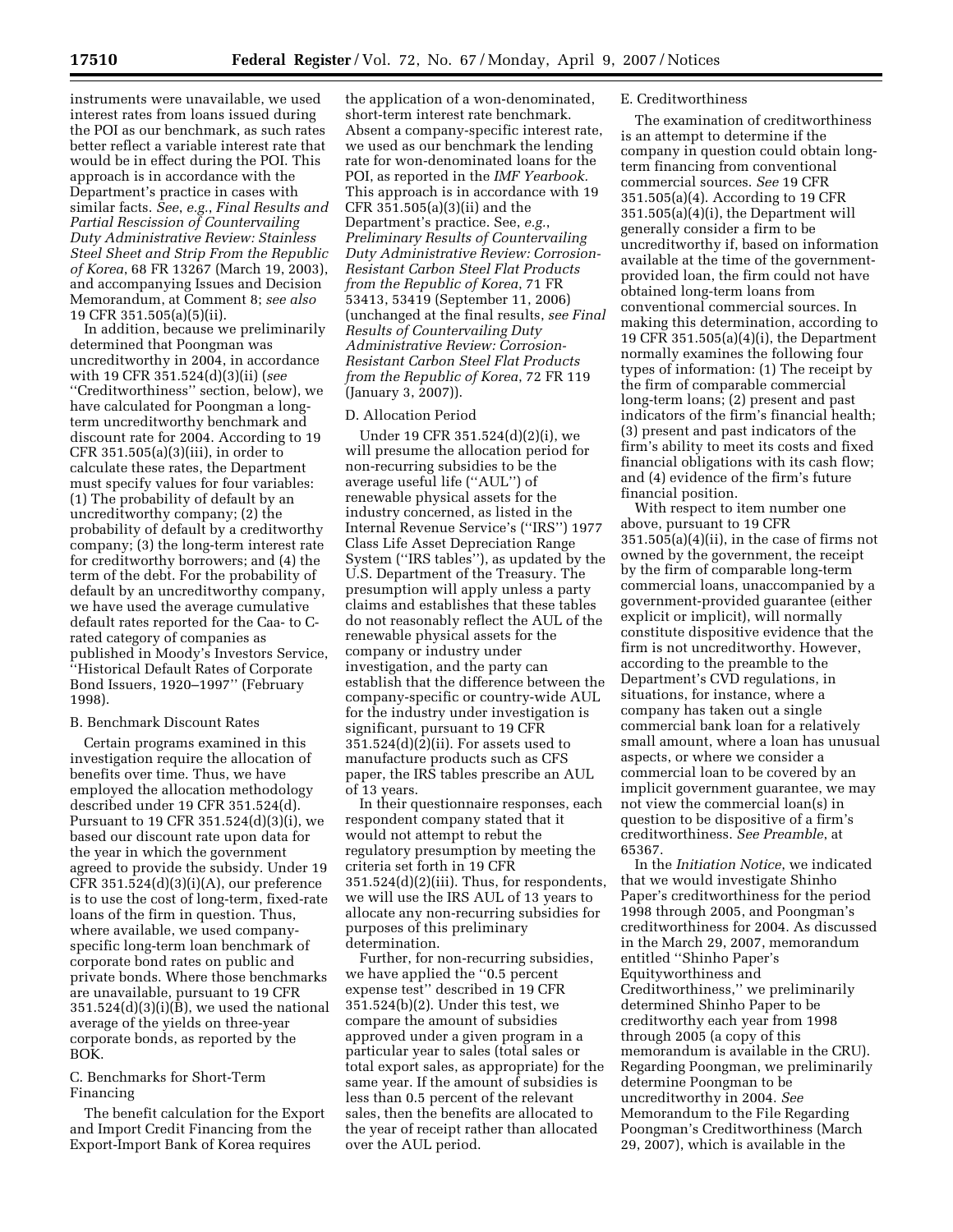instruments were unavailable, we used interest rates from loans issued during the POI as our benchmark, as such rates better reflect a variable interest rate that would be in effect during the POI. This approach is in accordance with the Department's practice in cases with similar facts. *See*, *e.g.*, *Final Results and Partial Rescission of Countervailing Duty Administrative Review: Stainless Steel Sheet and Strip From the Republic of Korea*, 68 FR 13267 (March 19, 2003), and accompanying Issues and Decision Memorandum, at Comment 8; *see also* 19 CFR 351.505(a)(5)(ii).

In addition, because we preliminarily determined that Poongman was uncreditworthy in 2004, in accordance with 19 CFR 351.524(d)(3)(ii) (*see* "Creditworthiness" section, below), we have calculated for Poongman a long-term uncreditworthy benchmark and discount rate for 2004. According to 19 CFR 351.505(a)(3)(iii), in order to calculate these rates, the Department must specify values for four variables: (1) The probability of default by an uncreditworthy company; (2) the probability of default by a creditworthy company; (3) the long-term interest rate for creditworthy borrowers; and (4) the term of the debt. For the probability of default by an uncreditworthy company, we have used the average cumulative default rates reported for the Caa- to C-rated category of companies as published in Moody's Investors Service, "Historical Default Rates of Corporate Bond Issuers, 1920–1997" (February 1998).

B. Benchmark Discount Rates

Certain programs examined in this investigation require the allocation of benefits over time. Thus, we have employed the allocation methodology described under 19 CFR 351.524(d). Pursuant to 19 CFR 351.524(d)(3)(i), we based our discount rate upon data for the year in which the government agreed to provide the subsidy. Under 19 CFR 351.524(d)(3)(i)(A), our preference is to use the cost of long-term, fixed-rate loans of the firm in question. Thus, where available, we used company-specific long-term loan benchmark of corporate bond rates on public and private bonds. Where those benchmarks are unavailable, pursuant to 19 CFR 351.524(d)(3)(i)(B), we used the national average of the yields on three-year corporate bonds, as reported by the BOK.

C. Benchmarks for Short-Term Financing

The benefit calculation for the Export and Import Credit Financing from the Export-Import Bank of Korea requires the application of a won-denominated, short-term interest rate benchmark. Absent a company-specific interest rate, we used as our benchmark the lending rate for won-denominated loans for the POI, as reported in the *IMF Yearbook.* This approach is in accordance with 19 CFR 351.505(a)(3)(ii) and the Department's practice. See, *e.g.*, *Preliminary Results of Countervailing Duty Administrative Review: Corrosion-Resistant Carbon Steel Flat Products from the Republic of Korea*, 71 FR 53413, 53419 (September 11, 2006) (unchanged at the final results, *see Final Results of Countervailing Duty Administrative Review: Corrosion-Resistant Carbon Steel Flat Products from the Republic of Korea*, 72 FR 119 (January 3, 2007)).

D. Allocation Period

Under 19 CFR 351.524(d)(2)(i), we will presume the allocation period for non-recurring subsidies to be the average useful life ("AUL") of renewable physical assets for the industry concerned, as listed in the Internal Revenue Service's ("IRS") 1977 Class Life Asset Depreciation Range System ("IRS tables"), as updated by the U.S. Department of the Treasury. The presumption will apply unless a party claims and establishes that these tables do not reasonably reflect the AUL of the renewable physical assets for the company or industry under investigation, and the party can establish that the difference between the company-specific or country-wide AUL for the industry under investigation is significant, pursuant to 19 CFR 351.524(d)(2)(ii). For assets used to manufacture products such as CFS paper, the IRS tables prescribe an AUL of 13 years.

In their questionnaire responses, each respondent company stated that it would not attempt to rebut the regulatory presumption by meeting the criteria set forth in 19 CFR 351.524(d)(2)(iii). Thus, for respondents, we will use the IRS AUL of 13 years to allocate any non-recurring subsidies for purposes of this preliminary determination.

Further, for non-recurring subsidies, we have applied the "0.5 percent expense test" described in 19 CFR 351.524(b)(2). Under this test, we compare the amount of subsidies approved under a given program in a particular year to sales (total sales or total export sales, as appropriate) for the same year. If the amount of subsidies is less than 0.5 percent of the relevant sales, then the benefits are allocated to the year of receipt rather than allocated over the AUL period.

E. Creditworthiness

The examination of creditworthiness is an attempt to determine if the company in question could obtain long-term financing from conventional commercial sources. *See* 19 CFR 351.505(a)(4). According to 19 CFR 351.505(a)(4)(i), the Department will generally consider a firm to be uncreditworthy if, based on information available at the time of the government-provided loan, the firm could not have obtained long-term loans from conventional commercial sources. In making this determination, according to 19 CFR 351.505(a)(4)(i), the Department normally examines the following four types of information: (1) The receipt by the firm of comparable commercial long-term loans; (2) present and past indicators of the firm's financial health; (3) present and past indicators of the firm's ability to meet its costs and fixed financial obligations with its cash flow; and (4) evidence of the firm's future financial position.

With respect to item number one above, pursuant to 19 CFR 351.505(a)(4)(ii), in the case of firms not owned by the government, the receipt by the firm of comparable long-term commercial loans, unaccompanied by a government-provided guarantee (either explicit or implicit), will normally constitute dispositive evidence that the firm is not uncreditworthy. However, according to the preamble to the Department's CVD regulations, in situations, for instance, where a company has taken out a single commercial bank loan for a relatively small amount, where a loan has unusual aspects, or where we consider a commercial loan to be covered by an implicit government guarantee, we may not view the commercial loan(s) in question to be dispositive of a firm's creditworthiness. *See Preamble*, at 65367.

In the *Initiation Notice*, we indicated that we would investigate Shinho Paper's creditworthiness for the period 1998 through 2005, and Poongman's creditworthiness for 2004. As discussed in the March 29, 2007, memorandum entitled "Shinho Paper's Equityworthiness and Creditworthiness," we preliminarily determined Shinho Paper to be creditworthy each year from 1998 through 2005 (a copy of this memorandum is available in the CRU). Regarding Poongman, we preliminarily determine Poongman to be uncreditworthy in 2004. *See* Memorandum to the File Regarding Poongman's Creditworthiness (March 29, 2007), which is available in the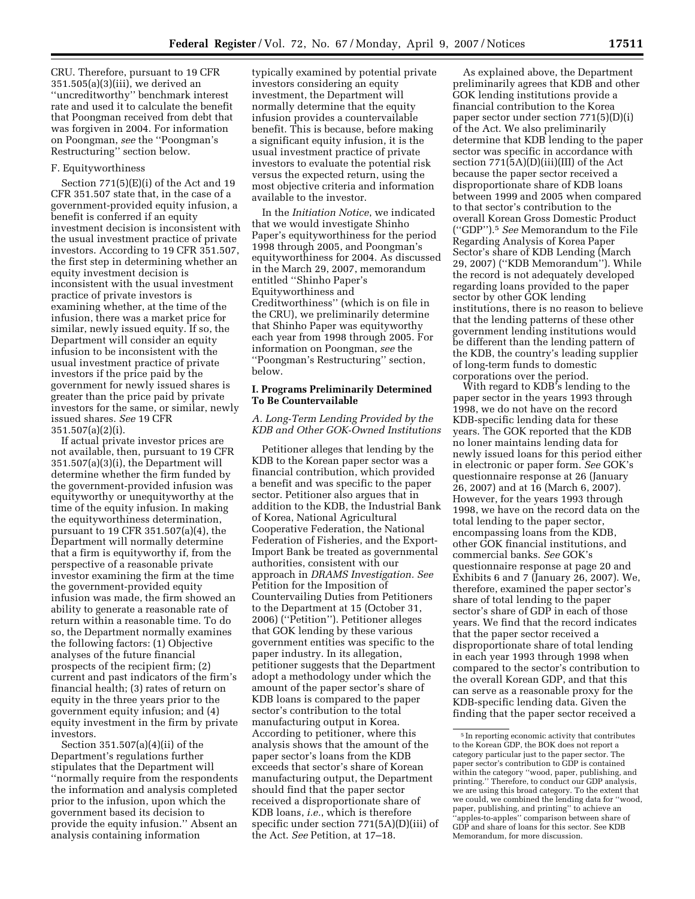CRU. Therefore, pursuant to 19 CFR 351.505(a)(3)(iii), we derived an ''uncreditworthy'' benchmark interest rate and used it to calculate the benefit that Poongman received from debt that was forgiven in 2004. For information on Poongman, *see* the ''Poongman's Restructuring'' section below.

F. Equityworthiness

Section 771(5)(E)(i) of the Act and 19 CFR 351.507 state that, in the case of a government-provided equity infusion, a benefit is conferred if an equity investment decision is inconsistent with the usual investment practice of private investors. According to 19 CFR 351.507, the first step in determining whether an equity investment decision is inconsistent with the usual investment practice of private investors is examining whether, at the time of the infusion, there was a market price for similar, newly issued equity. If so, the Department will consider an equity infusion to be inconsistent with the usual investment practice of private investors if the price paid by the government for newly issued shares is greater than the price paid by private investors for the same, or similar, newly issued shares. *See* 19 CFR 351.507(a)(2)(i).

If actual private investor prices are not available, then, pursuant to 19 CFR 351.507(a)(3)(i), the Department will determine whether the firm funded by the government-provided infusion was equityworthy or unequityworthy at the time of the equity infusion. In making the equityworthiness determination, pursuant to 19 CFR 351.507(a)(4), the Department will normally determine that a firm is equityworthy if, from the perspective of a reasonable private investor examining the firm at the time the government-provided equity infusion was made, the firm showed an ability to generate a reasonable rate of return within a reasonable time. To do so, the Department normally examines the following factors: (1) Objective analyses of the future financial prospects of the recipient firm; (2) current and past indicators of the firm's financial health; (3) rates of return on equity in the three years prior to the government equity infusion; and (4) equity investment in the firm by private investors.

Section 351.507(a)(4)(ii) of the Department's regulations further stipulates that the Department will ''normally require from the respondents the information and analysis completed prior to the infusion, upon which the government based its decision to provide the equity infusion.'' Absent an analysis containing information typically examined by potential private investors considering an equity investment, the Department will normally determine that the equity infusion provides a countervailable benefit. This is because, before making a significant equity infusion, it is the usual investment practice of private investors to evaluate the potential risk versus the expected return, using the most objective criteria and information available to the investor.

In the *Initiation Notice*, we indicated that we would investigate Shinho Paper's equityworthiness for the period 1998 through 2005, and Poongman's equityworthiness for 2004. As discussed in the March 29, 2007, memorandum entitled ''Shinho Paper's Equityworthiness and Creditworthiness'' (which is on file in the CRU), we preliminarily determine that Shinho Paper was equityworthy each year from 1998 through 2005. For information on Poongman, *see* the ''Poongman's Restructuring'' section, below.

## I. Programs Preliminarily Determined To Be Countervailable

*A. Long-Term Lending Provided by the KDB and Other GOK-Owned Institutions*

Petitioner alleges that lending by the KDB to the Korean paper sector was a financial contribution, which provided a benefit and was specific to the paper sector. Petitioner also argues that in addition to the KDB, the Industrial Bank of Korea, National Agricultural Cooperative Federation, the National Federation of Fisheries, and the Export-Import Bank be treated as governmental authorities, consistent with our approach in *DRAMS Investigation*. *See* Petition for the Imposition of Countervailing Duties from Petitioners to the Department at 15 (October 31, 2006) (''Petition''). Petitioner alleges that GOK lending by these various government entities was specific to the paper industry. In its allegation, petitioner suggests that the Department adopt a methodology under which the amount of the paper sector's share of KDB loans is compared to the paper sector's contribution to the total manufacturing output in Korea. According to petitioner, where this analysis shows that the amount of the paper sector's loans from the KDB exceeds that sector's share of Korean manufacturing output, the Department should find that the paper sector received a disproportionate share of KDB loans, *i.e.*, which is therefore specific under section 771(5A)(D)(iii) of the Act. *See* Petition, at 17–18.

As explained above, the Department preliminarily agrees that KDB and other GOK lending institutions provide a financial contribution to the Korea paper sector under section 771(5)(D)(i) of the Act. We also preliminarily determine that KDB lending to the paper sector was specific in accordance with section 771(5A)(D)(iii)(III) of the Act because the paper sector received a disproportionate share of KDB loans between 1999 and 2005 when compared to that sector's contribution to the overall Korean Gross Domestic Product (''GDP'').[5] *See* Memorandum to the File Regarding Analysis of Korea Paper Sector's share of KDB Lending (March 29, 2007) (''KDB Memorandum''). While the record is not adequately developed regarding loans provided to the paper sector by other GOK lending institutions, there is no reason to believe that the lending patterns of these other government lending institutions would be different than the lending pattern of the KDB, the country's leading supplier of long-term funds to domestic corporations over the period.

With regard to KDB's lending to the paper sector in the years 1993 through 1998, we do not have on the record KDB-specific lending data for these years. The GOK reported that the KDB no loner maintains lending data for newly issued loans for this period either in electronic or paper form. *See* GOK's questionnaire response at 26 (January 26, 2007) and at 16 (March 6, 2007). However, for the years 1993 through 1998, we have on the record data on the total lending to the paper sector, encompassing loans from the KDB, other GOK financial institutions, and commercial banks. *See* GOK's questionnaire response at page 20 and Exhibits 6 and 7 (January 26, 2007). We, therefore, examined the paper sector's share of total lending to the paper sector's share of GDP in each of those years. We find that the record indicates that the paper sector received a disproportionate share of total lending in each year 1993 through 1998 when compared to the sector's contribution to the overall Korean GDP, and that this can serve as a reasonable proxy for the KDB-specific lending data. Given the finding that the paper sector received a

[5] In reporting economic activity that contributes to the Korean GDP, the BOK does not report a category particular just to the paper sector. The paper sector's contribution to GDP is contained within the category ''wood, paper, publishing, and printing.'' Therefore, to conduct our GDP analysis, we are using this broad category. To the extent that we could, we combined the lending data for ''wood, paper, publishing, and printing'' to achieve an ''apples-to-apples'' comparison between share of GDP and share of loans for this sector. See KDB Memorandum, for more discussion.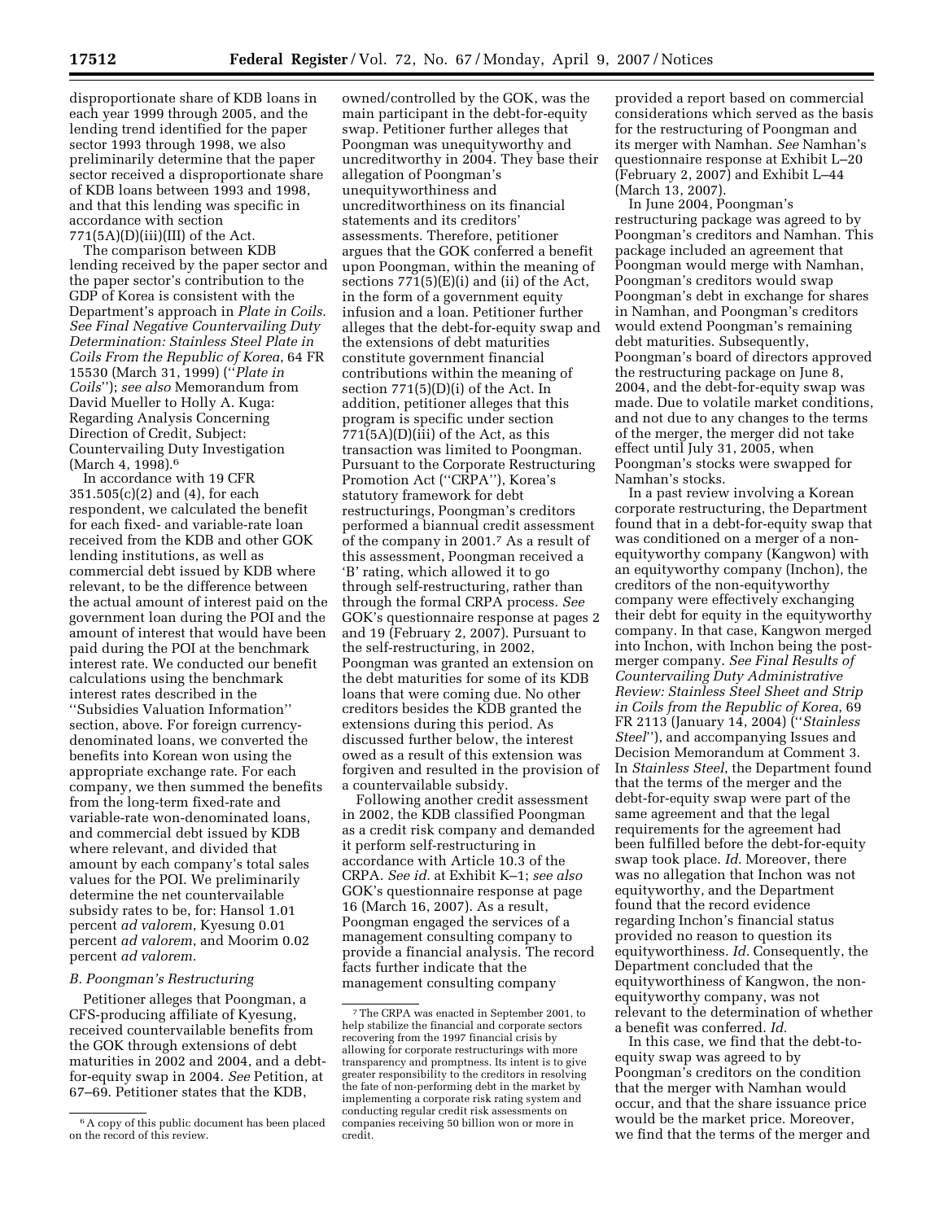disproportionate share of KDB loans in each year 1999 through 2005, and the lending trend identified for the paper sector 1993 through 1998, we also preliminarily determine that the paper sector received a disproportionate share of KDB loans between 1993 and 1998, and that this lending was specific in accordance with section 771(5A)(D)(iii)(III) of the Act.

The comparison between KDB lending received by the paper sector and the paper sector's contribution to the GDP of Korea is consistent with the Department's approach in *Plate in Coils*. *See Final Negative Countervailing Duty Determination: Stainless Steel Plate in Coils From the Republic of Korea*, 64 FR 15530 (March 31, 1999) (''*Plate in Coils*''); *see also* Memorandum from David Mueller to Holly A. Kuga: Regarding Analysis Concerning Direction of Credit, Subject: Countervailing Duty Investigation (March 4, 1998).[6]

In accordance with 19 CFR 351.505(c)(2) and (4), for each respondent, we calculated the benefit for each fixed- and variable-rate loan received from the KDB and other GOK lending institutions, as well as commercial debt issued by KDB where relevant, to be the difference between the actual amount of interest paid on the government loan during the POI and the amount of interest that would have been paid during the POI at the benchmark interest rate. We conducted our benefit calculations using the benchmark interest rates described in the ''Subsidies Valuation Information'' section, above. For foreign currency-denominated loans, we converted the benefits into Korean won using the appropriate exchange rate. For each company, we then summed the benefits from the long-term fixed-rate and variable-rate won-denominated loans, and commercial debt issued by KDB where relevant, and divided that amount by each company's total sales values for the POI. We preliminarily determine the net countervailable subsidy rates to be, for: Hansol 1.01 percent *ad valorem*, Kyesung 0.01 percent *ad valorem*, and Moorim 0.02 percent *ad valorem*.

### *B. Poongman's Restructuring*

Petitioner alleges that Poongman, a CFS-producing affiliate of Kyesung, received countervailable benefits from the GOK through extensions of debt maturities in 2002 and 2004, and a debt-for-equity swap in 2004. *See* Petition, at 67–69. Petitioner states that the KDB, owned/controlled by the GOK, was the main participant in the debt-for-equity swap. Petitioner further alleges that Poongman was unequityworthy and uncreditworthy in 2004. They base their allegation of Poongman's unequityworthiness and uncreditworthiness on its financial statements and its creditors' assessments. Therefore, petitioner argues that the GOK conferred a benefit upon Poongman, within the meaning of sections 771(5)(E)(i) and (ii) of the Act, in the form of a government equity infusion and a loan. Petitioner further alleges that the debt-for-equity swap and the extensions of debt maturities constitute government financial contributions within the meaning of section 771(5)(D)(i) of the Act. In addition, petitioner alleges that this program is specific under section 771(5A)(D)(iii) of the Act, as this transaction was limited to Poongman. Pursuant to the Corporate Restructuring Promotion Act (''CRPA''), Korea's statutory framework for debt restructurings, Poongman's creditors performed a biannual credit assessment of the company in 2001.[7] As a result of this assessment, Poongman received a 'B' rating, which allowed it to go through self-restructuring, rather than through the formal CRPA process. *See* GOK's questionnaire response at pages 2 and 19 (February 2, 2007). Pursuant to the self-restructuring, in 2002, Poongman was granted an extension on the debt maturities for some of its KDB loans that were coming due. No other creditors besides the KDB granted the extensions during this period. As discussed further below, the interest owed as a result of this extension was forgiven and resulted in the provision of a countervailable subsidy.

Following another credit assessment in 2002, the KDB classified Poongman as a credit risk company and demanded it perform self-restructuring in accordance with Article 10.3 of the CRPA. *See id.* at Exhibit K–1; *see also* GOK's questionnaire response at page 16 (March 16, 2007). As a result, Poongman engaged the services of a management consulting company to provide a financial analysis. The record facts further indicate that the management consulting company provided a report based on commercial considerations which served as the basis for the restructuring of Poongman and its merger with Namhan. *See* Namhan's questionnaire response at Exhibit L–20 (February 2, 2007) and Exhibit L–44 (March 13, 2007).

In June 2004, Poongman's restructuring package was agreed to by Poongman's creditors and Namhan. This package included an agreement that Poongman would merge with Namhan, Poongman's creditors would swap Poongman's debt in exchange for shares in Namhan, and Poongman's creditors would extend Poongman's remaining debt maturities. Subsequently, Poongman's board of directors approved the restructuring package on June 8, 2004, and the debt-for-equity swap was made. Due to volatile market conditions, and not due to any changes to the terms of the merger, the merger did not take effect until July 31, 2005, when Poongman's stocks were swapped for Namhan's stocks.

In a past review involving a Korean corporate restructuring, the Department found that in a debt-for-equity swap that was conditioned on a merger of a non-equityworthy company (Kangwon) with an equityworthy company (Inchon), the creditors of the non-equityworthy company were effectively exchanging their debt for equity in the equityworthy company. In that case, Kangwon merged into Inchon, with Inchon being the post-merger company. *See Final Results of Countervailing Duty Administrative Review: Stainless Steel Sheet and Strip in Coils from the Republic of Korea*, 69 FR 2113 (January 14, 2004) (''*Stainless Steel*''), and accompanying Issues and Decision Memorandum at Comment 3. In *Stainless Steel*, the Department found that the terms of the merger and the debt-for-equity swap were part of the same agreement and that the legal requirements for the agreement had been fulfilled before the debt-for-equity swap took place. *Id.* Moreover, there was no allegation that Inchon was not equityworthy, and the Department found that the record evidence regarding Inchon's financial status provided no reason to question its equityworthiness. *Id.* Consequently, the Department concluded that the equityworthiness of Kangwon, the non-equityworthy company, was not relevant to the determination of whether a benefit was conferred. *Id.*

In this case, we find that the debt-to-equity swap was agreed to by Poongman's creditors on the condition that the merger with Namhan would occur, and that the share issuance price would be the market price. Moreover, we find that the terms of the merger and

---

[6] A copy of this public document has been placed on the record of this review.

[7] The CRPA was enacted in September 2001, to help stabilize the financial and corporate sectors recovering from the 1997 financial crisis by allowing for corporate restructurings with more transparency and promptness. Its intent is to give greater responsibility to the creditors in resolving the fate of non-performing debt in the market by implementing a corporate risk rating system and conducting regular credit risk assessments on companies receiving 50 billion won or more in credit.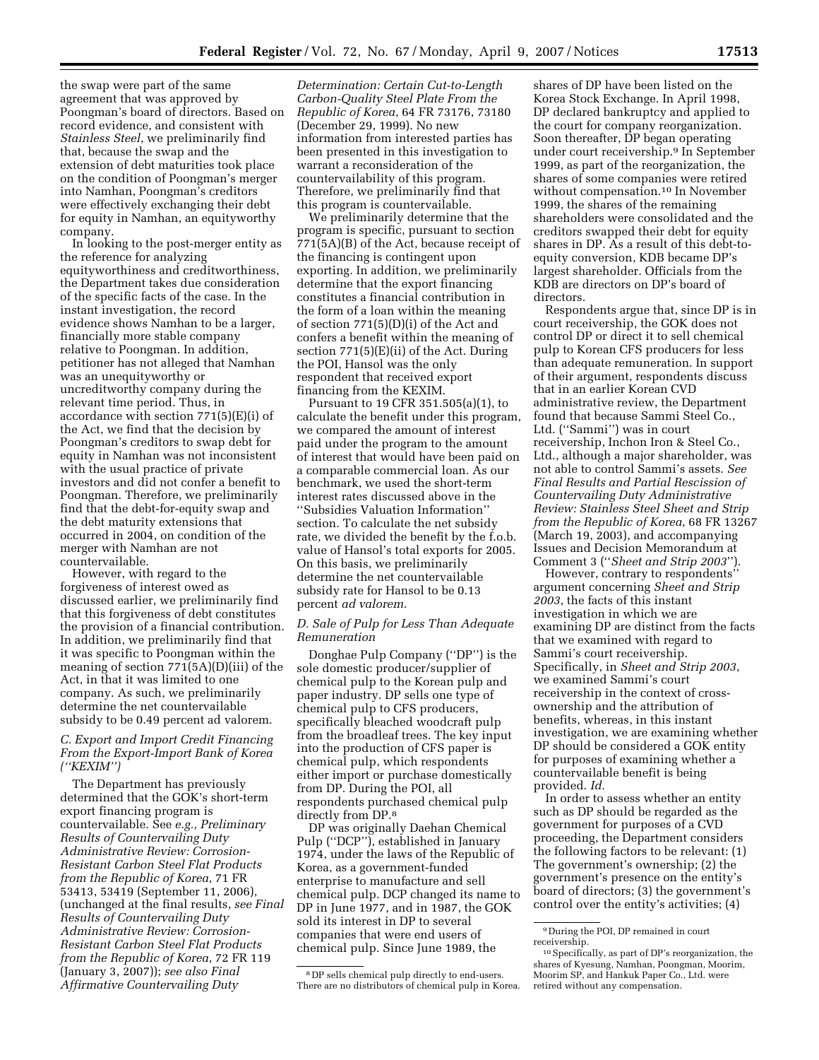the swap were part of the same agreement that was approved by Poongman's board of directors. Based on record evidence, and consistent with *Stainless Steel*, we preliminarily find that, because the swap and the extension of debt maturities took place on the condition of Poongman's merger into Namhan, Poongman's creditors were effectively exchanging their debt for equity in Namhan, an equityworthy company.

In looking to the post-merger entity as the reference for analyzing equityworthiness and creditworthiness, the Department takes due consideration of the specific facts of the case. In the instant investigation, the record evidence shows Namhan to be a larger, financially more stable company relative to Poongman. In addition, petitioner has not alleged that Namhan was an unequityworthy or uncreditworthy company during the relevant time period. Thus, in accordance with section 771(5)(E)(i) of the Act, we find that the decision by Poongman's creditors to swap debt for equity in Namhan was not inconsistent with the usual practice of private investors and did not confer a benefit to Poongman. Therefore, we preliminarily find that the debt-for-equity swap and the debt maturity extensions that occurred in 2004, on condition of the merger with Namhan are not countervailable.

However, with regard to the forgiveness of interest owed as discussed earlier, we preliminarily find that this forgiveness of debt constitutes the provision of a financial contribution. In addition, we preliminarily find that it was specific to Poongman within the meaning of section 771(5A)(D)(iii) of the Act, in that it was limited to one company. As such, we preliminarily determine the net countervailable subsidy to be 0.49 percent ad valorem.

### *C. Export and Import Credit Financing From the Export-Import Bank of Korea (''KEXIM'')*

The Department has previously determined that the GOK's short-term export financing program is countervailable. See *e.g., Preliminary Results of Countervailing Duty Administrative Review: Corrosion-Resistant Carbon Steel Flat Products from the Republic of Korea*, 71 FR 53413, 53419 (September 11, 2006), (unchanged at the final results, *see Final Results of Countervailing Duty Administrative Review: Corrosion-Resistant Carbon Steel Flat Products from the Republic of Korea*, 72 FR 119 (January 3, 2007)); *see also Final Affirmative Countervailing Duty Determination: Certain Cut-to-Length Carbon-Quality Steel Plate From the Republic of Korea*, 64 FR 73176, 73180 (December 29, 1999). No new information from interested parties has been presented in this investigation to warrant a reconsideration of the countervailability of this program. Therefore, we preliminarily find that this program is countervailable.

We preliminarily determine that the program is specific, pursuant to section 771(5A)(B) of the Act, because receipt of the financing is contingent upon exporting. In addition, we preliminarily determine that the export financing constitutes a financial contribution in the form of a loan within the meaning of section 771(5)(D)(i) of the Act and confers a benefit within the meaning of section 771(5)(E)(ii) of the Act. During the POI, Hansol was the only respondent that received export financing from the KEXIM.

Pursuant to 19 CFR 351.505(a)(1), to calculate the benefit under this program, we compared the amount of interest paid under the program to the amount of interest that would have been paid on a comparable commercial loan. As our benchmark, we used the short-term interest rates discussed above in the ''Subsidies Valuation Information'' section. To calculate the net subsidy rate, we divided the benefit by the f.o.b. value of Hansol's total exports for 2005. On this basis, we preliminarily determine the net countervailable subsidy rate for Hansol to be 0.13 percent *ad valorem*.

### *D. Sale of Pulp for Less Than Adequate Remuneration*

Donghae Pulp Company (''DP'') is the sole domestic producer/supplier of chemical pulp to the Korean pulp and paper industry. DP sells one type of chemical pulp to CFS producers, specifically bleached woodcraft pulp from the broadleaf trees. The key input into the production of CFS paper is chemical pulp, which respondents either import or purchase domestically from DP. During the POI, all respondents purchased chemical pulp directly from DP.[8]

DP was originally Daehan Chemical Pulp (''DCP''), established in January 1974, under the laws of the Republic of Korea, as a government-funded enterprise to manufacture and sell chemical pulp. DCP changed its name to DP in June 1977, and in 1987, the GOK sold its interest in DP to several companies that were end users of chemical pulp. Since June 1989, the shares of DP have been listed on the Korea Stock Exchange. In April 1998, DP declared bankruptcy and applied to the court for company reorganization. Soon thereafter, DP began operating under court receivership.[9] In September 1999, as part of the reorganization, the shares of some companies were retired without compensation.[10] In November 1999, the shares of the remaining shareholders were consolidated and the creditors swapped their debt for equity shares in DP. As a result of this debt-to-equity conversion, KDB became DP's largest shareholder. Officials from the KDB are directors on DP's board of directors.

Respondents argue that, since DP is in court receivership, the GOK does not control DP or direct it to sell chemical pulp to Korean CFS producers for less than adequate remuneration. In support of their argument, respondents discuss that in an earlier Korean CVD administrative review, the Department found that because Sammi Steel Co., Ltd. (''Sammi'') was in court receivership, Inchon Iron & Steel Co., Ltd., although a major shareholder, was not able to control Sammi's assets. *See Final Results and Partial Rescission of Countervailing Duty Administrative Review: Stainless Steel Sheet and Strip from the Republic of Korea*, 68 FR 13267 (March 19, 2003), and accompanying Issues and Decision Memorandum at Comment 3 (''*Sheet and Strip 2003*'').

However, contrary to respondents'' argument concerning *Sheet and Strip 2003*, the facts of this instant investigation in which we are examining DP are distinct from the facts that we examined with regard to Sammi's court receivership. Specifically, in *Sheet and Strip 2003*, we examined Sammi's court receivership in the context of cross-ownership and the attribution of benefits, whereas, in this instant investigation, we are examining whether DP should be considered a GOK entity for purposes of examining whether a countervailable benefit is being provided. *Id.*

In order to assess whether an entity such as DP should be regarded as the government for purposes of a CVD proceeding, the Department considers the following factors to be relevant: (1) The government's ownership; (2) the government's presence on the entity's board of directors; (3) the government's control over the entity's activities; (4)

---

[8] DP sells chemical pulp directly to end-users. There are no distributors of chemical pulp in Korea.

[9] During the POI, DP remained in court receivership.

[10] Specifically, as part of DP's reorganization, the shares of Kyesung, Namhan, Poongman, Moorim, Moorim SP, and Hankuk Paper Co., Ltd. were retired without any compensation.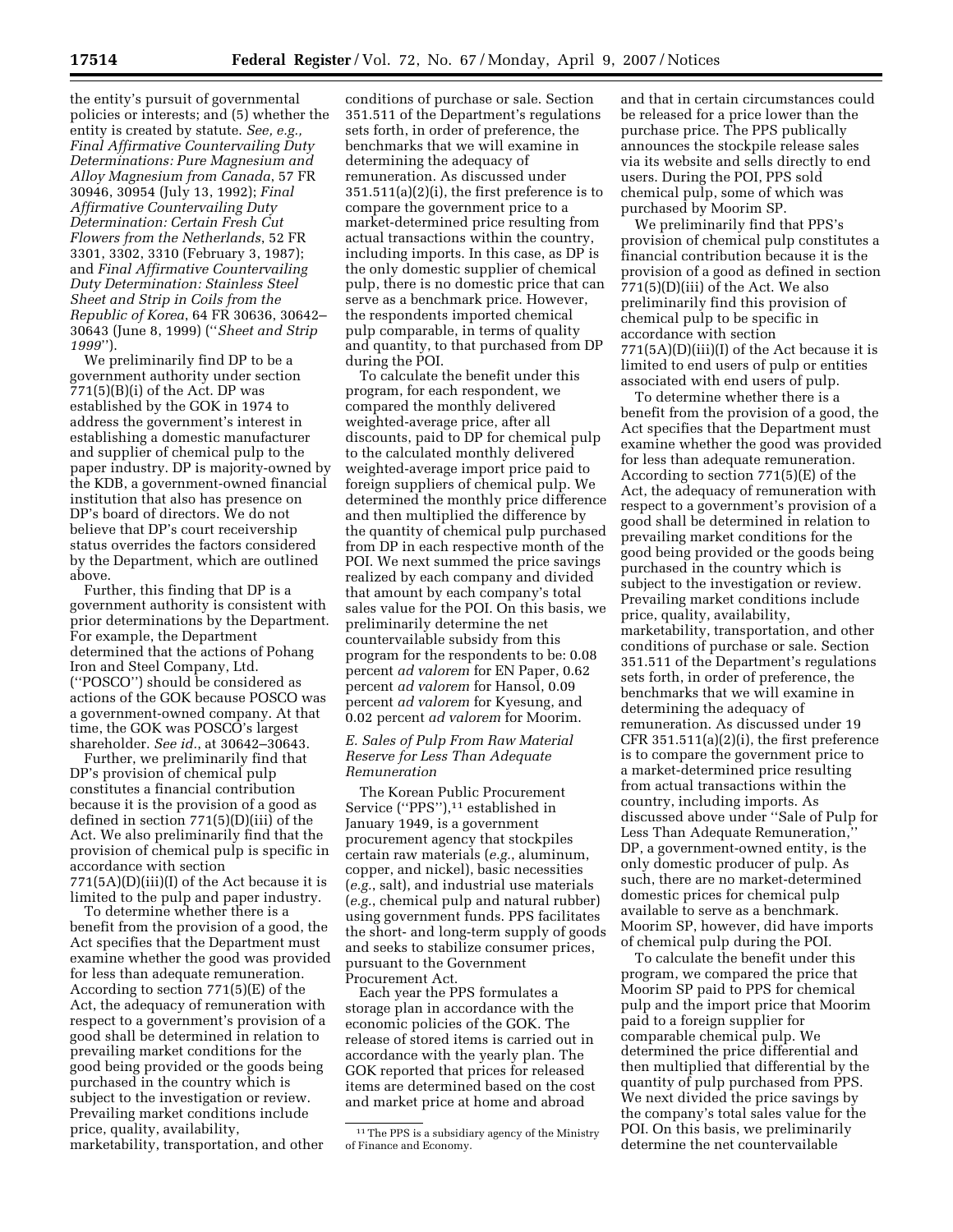the entity's pursuit of governmental policies or interests; and (5) whether the entity is created by statute. *See, e.g., Final Affirmative Countervailing Duty Determinations: Pure Magnesium and Alloy Magnesium from Canada*, 57 FR 30946, 30954 (July 13, 1992); *Final Affirmative Countervailing Duty Determination: Certain Fresh Cut Flowers from the Netherlands*, 52 FR 3301, 3302, 3310 (February 3, 1987); and *Final Affirmative Countervailing Duty Determination: Stainless Steel Sheet and Strip in Coils from the Republic of Korea*, 64 FR 30636, 30642–30643 (June 8, 1999) (''*Sheet and Strip 1999*'').

We preliminarily find DP to be a government authority under section 771(5)(B)(i) of the Act. DP was established by the GOK in 1974 to address the government's interest in establishing a domestic manufacturer and supplier of chemical pulp to the paper industry. DP is majority-owned by the KDB, a government-owned financial institution that also has presence on DP's board of directors. We do not believe that DP's court receivership status overrides the factors considered by the Department, which are outlined above.

Further, this finding that DP is a government authority is consistent with prior determinations by the Department. For example, the Department determined that the actions of Pohang Iron and Steel Company, Ltd. (''POSCO'') should be considered as actions of the GOK because POSCO was a government-owned company. At that time, the GOK was POSCO's largest shareholder. *See id.*, at 30642–30643.

Further, we preliminarily find that DP's provision of chemical pulp constitutes a financial contribution because it is the provision of a good as defined in section 771(5)(D)(iii) of the Act. We also preliminarily find that the provision of chemical pulp is specific in accordance with section 771(5A)(D)(iii)(I) of the Act because it is limited to the pulp and paper industry.

To determine whether there is a benefit from the provision of a good, the Act specifies that the Department must examine whether the good was provided for less than adequate remuneration. According to section 771(5)(E) of the Act, the adequacy of remuneration with respect to a government's provision of a good shall be determined in relation to prevailing market conditions for the good being provided or the goods being purchased in the country which is subject to the investigation or review. Prevailing market conditions include price, quality, availability, marketability, transportation, and other conditions of purchase or sale. Section 351.511 of the Department's regulations sets forth, in order of preference, the benchmarks that we will examine in determining the adequacy of remuneration. As discussed under 351.511(a)(2)(i), the first preference is to compare the government price to a market-determined price resulting from actual transactions within the country, including imports. In this case, as DP is the only domestic supplier of chemical pulp, there is no domestic price that can serve as a benchmark price. However, the respondents imported chemical pulp comparable, in terms of quality and quantity, to that purchased from DP during the POI.

To calculate the benefit under this program, for each respondent, we compared the monthly delivered weighted-average price, after all discounts, paid to DP for chemical pulp to the calculated monthly delivered weighted-average import price paid to foreign suppliers of chemical pulp. We determined the monthly price difference and then multiplied the difference by the quantity of chemical pulp purchased from DP in each respective month of the POI. We next summed the price savings realized by each company and divided that amount by each company's total sales value for the POI. On this basis, we preliminarily determine the net countervailable subsidy from this program for the respondents to be: 0.08 percent *ad valorem* for EN Paper, 0.62 percent *ad valorem* for Hansol, 0.09 percent *ad valorem* for Kyesung, and 0.02 percent *ad valorem* for Moorim.

### *E. Sales of Pulp From Raw Material Reserve for Less Than Adequate Remuneration*

The Korean Public Procurement Service (''PPS''),[11] established in January 1949, is a government procurement agency that stockpiles certain raw materials (*e.g.*, aluminum, copper, and nickel), basic necessities (*e.g.*, salt), and industrial use materials (*e.g.*, chemical pulp and natural rubber) using government funds. PPS facilitates the short- and long-term supply of goods and seeks to stabilize consumer prices, pursuant to the Government Procurement Act.

Each year the PPS formulates a storage plan in accordance with the economic policies of the GOK. The release of stored items is carried out in accordance with the yearly plan. The GOK reported that prices for released items are determined based on the cost and market price at home and abroad and that in certain circumstances could be released for a price lower than the purchase price. The PPS publically announces the stockpile release sales via its website and sells directly to end users. During the POI, PPS sold chemical pulp, some of which was purchased by Moorim SP.

We preliminarily find that PPS's provision of chemical pulp constitutes a financial contribution because it is the provision of a good as defined in section 771(5)(D)(iii) of the Act. We also preliminarily find this provision of chemical pulp to be specific in accordance with section 771(5A)(D)(iii)(I) of the Act because it is limited to end users of pulp or entities associated with end users of pulp.

To determine whether there is a benefit from the provision of a good, the Act specifies that the Department must examine whether the good was provided for less than adequate remuneration. According to section 771(5)(E) of the Act, the adequacy of remuneration with respect to a government's provision of a good shall be determined in relation to prevailing market conditions for the good being provided or the goods being purchased in the country which is subject to the investigation or review. Prevailing market conditions include price, quality, availability, marketability, transportation, and other conditions of purchase or sale. Section 351.511 of the Department's regulations sets forth, in order of preference, the benchmarks that we will examine in determining the adequacy of remuneration. As discussed under 19 CFR 351.511(a)(2)(i), the first preference is to compare the government price to a market-determined price resulting from actual transactions within the country, including imports. As discussed above under ''Sale of Pulp for Less Than Adequate Remuneration,'' DP, a government-owned entity, is the only domestic producer of pulp. As such, there are no market-determined domestic prices for chemical pulp available to serve as a benchmark. Moorim SP, however, did have imports of chemical pulp during the POI.

To calculate the benefit under this program, we compared the price that Moorim SP paid to PPS for chemical pulp and the import price that Moorim paid to a foreign supplier for comparable chemical pulp. We determined the price differential and then multiplied that differential by the quantity of pulp purchased from PPS. We next divided the price savings by the company's total sales value for the POI. On this basis, we preliminarily determine the net countervailable

[11] The PPS is a subsidiary agency of the Ministry of Finance and Economy.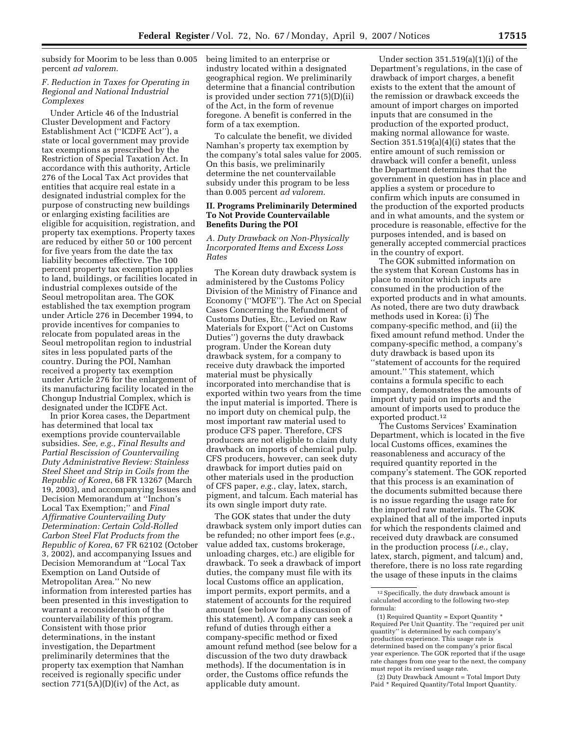subsidy for Moorim to be less than 0.005 percent *ad valorem*.

### *F. Reduction in Taxes for Operating in Regional and National Industrial Complexes*

Under Article 46 of the Industrial Cluster Development and Factory Establishment Act (''ICDFE Act''), a state or local government may provide tax exemptions as prescribed by the Restriction of Special Taxation Act. In accordance with this authority, Article 276 of the Local Tax Act provides that entities that acquire real estate in a designated industrial complex for the purpose of constructing new buildings or enlarging existing facilities are eligible for acquisition, registration, and property tax exemptions. Property taxes are reduced by either 50 or 100 percent for five years from the date the tax liability becomes effective. The 100 percent property tax exemption applies to land, buildings, or facilities located in industrial complexes outside of the Seoul metropolitan area. The GOK established the tax exemption program under Article 276 in December 1994, to provide incentives for companies to relocate from populated areas in the Seoul metropolitan region to industrial sites in less populated parts of the country. During the POI, Namhan received a property tax exemption under Article 276 for the enlargement of its manufacturing facility located in the Chongup Industrial Complex, which is designated under the ICDFE Act.

In prior Korea cases, the Department has determined that local tax exemptions provide countervailable subsidies. *See, e.g., Final Results and Partial Rescission of Countervailing Duty Administrative Review: Stainless Steel Sheet and Strip in Coils from the Republic of Korea*, 68 FR 13267 (March 19, 2003), and accompanying Issues and Decision Memorandum at ''Inchon's Local Tax Exemption;'' and *Final Affirmative Countervailing Duty Determination: Certain Cold-Rolled Carbon Steel Flat Products from the Republic of Korea*, 67 FR 62102 (October 3, 2002), and accompanying Issues and Decision Memorandum at ''Local Tax Exemption on Land Outside of Metropolitan Area.'' No new information from interested parties has been presented in this investigation to warrant a reconsideration of the countervailability of this program. Consistent with those prior determinations, in the instant investigation, the Department preliminarily determines that the property tax exemption that Namhan received is regionally specific under section 771(5A)(D)(iv) of the Act, as being limited to an enterprise or industry located within a designated geographical region. We preliminarily determine that a financial contribution is provided under section 771(5)(D)(ii) of the Act, in the form of revenue foregone. A benefit is conferred in the form of a tax exemption.

To calculate the benefit, we divided Namhan's property tax exemption by the company's total sales value for 2005. On this basis, we preliminarily determine the net countervailable subsidy under this program to be less than 0.005 percent *ad valorem*.

## II. Programs Preliminarily Determined To Not Provide Countervailable Benefits During the POI

### *A. Duty Drawback on Non-Physically Incorporated Items and Excess Loss Rates*

The Korean duty drawback system is administered by the Customs Policy Division of the Ministry of Finance and Economy (''MOFE''). The Act on Special Cases Concerning the Refundment of Customs Duties, Etc., Levied on Raw Materials for Export (''Act on Customs Duties'') governs the duty drawback program. Under the Korean duty drawback system, for a company to receive duty drawback the imported material must be physically incorporated into merchandise that is exported within two years from the time the input material is imported. There is no import duty on chemical pulp, the most important raw material used to produce CFS paper. Therefore, CFS producers are not eligible to claim duty drawback on imports of chemical pulp. CFS producers, however, can seek duty drawback for import duties paid on other materials used in the production of CFS paper, *e.g.*, clay, latex, starch, pigment, and talcum. Each material has its own single import duty rate.

The GOK states that under the duty drawback system only import duties can be refunded; no other import fees (*e.g.*, value added tax, customs brokerage, unloading charges, etc.) are eligible for drawback. To seek a drawback of import duties, the company must file with its local Customs office an application, import permits, export permits, and a statement of accounts for the required amount (see below for a discussion of this statement). A company can seek a refund of duties through either a company-specific method or fixed amount refund method (see below for a discussion of the two duty drawback methods). If the documentation is in order, the Customs office refunds the applicable duty amount.

Under section 351.519(a)(1)(i) of the Department's regulations, in the case of drawback of import charges, a benefit exists to the extent that the amount of the remission or drawback exceeds the amount of import charges on imported inputs that are consumed in the production of the exported product, making normal allowance for waste. Section 351.519(a)(4)(i) states that the entire amount of such remission or drawback will confer a benefit, unless the Department determines that the government in question has in place and applies a system or procedure to confirm which inputs are consumed in the production of the exported products and in what amounts, and the system or procedure is reasonable, effective for the purposes intended, and is based on generally accepted commercial practices in the country of export.

The GOK submitted information on the system that Korean Customs has in place to monitor which inputs are consumed in the production of the exported products and in what amounts. As noted, there are two duty drawback methods used in Korea: (i) The company-specific method, and (ii) the fixed amount refund method. Under the company-specific method, a company's duty drawback is based upon its ''statement of accounts for the required amount.'' This statement, which contains a formula specific to each company, demonstrates the amounts of import duty paid on imports and the amount of imports used to produce the exported product.[12]

The Customs Services' Examination Department, which is located in the five local Customs offices, examines the reasonableness and accuracy of the required quantity reported in the company's statement. The GOK reported that this process is an examination of the documents submitted because there is no issue regarding the usage rate for the imported raw materials. The GOK explained that all of the imported inputs for which the respondents claimed and received duty drawback are consumed in the production process (*i.e.*, clay, latex, starch, pigment, and talcum) and, therefore, there is no loss rate regarding the usage of these inputs in the claims

[12] Specifically, the duty drawback amount is calculated according to the following two-step formula:

(1) Required Quantity = Export Quantity * Required Per Unit Quantity. The ''required per unit quantity'' is determined by each company's production experience. This usage rate is determined based on the company's prior fiscal year experience. The GOK reported that if the usage rate changes from one year to the next, the company must repot its revised usage rate.

(2) Duty Drawback Amount = Total Import Duty Paid * Required Quantity/Total Import Quantity.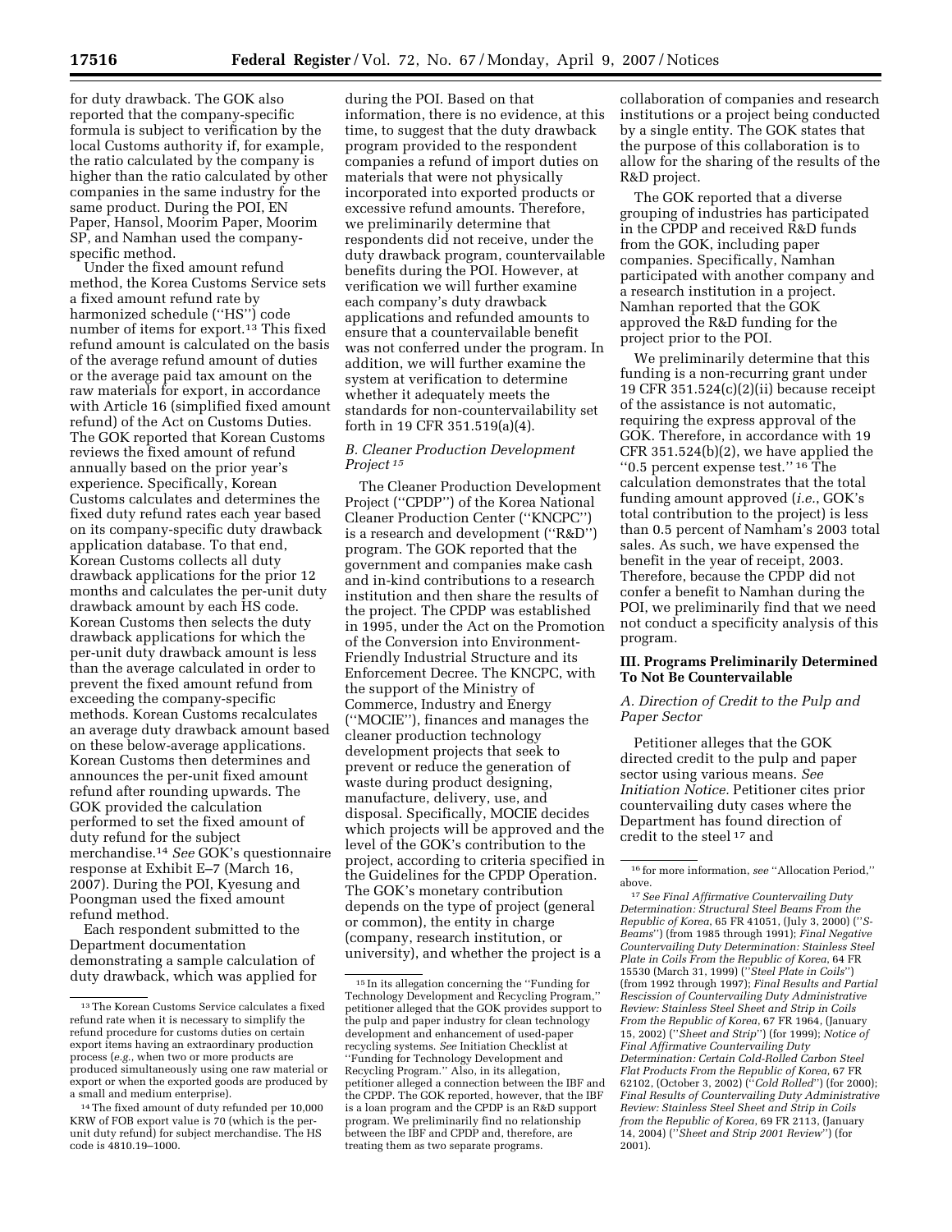for duty drawback. The GOK also reported that the company-specific formula is subject to verification by the local Customs authority if, for example, the ratio calculated by the company is higher than the ratio calculated by other companies in the same industry for the same product. During the POI, EN Paper, Hansol, Moorim Paper, Moorim SP, and Namhan used the company-specific method.

Under the fixed amount refund method, the Korea Customs Service sets a fixed amount refund rate by harmonized schedule (''HS'') code number of items for export.[13] This fixed refund amount is calculated on the basis of the average refund amount of duties or the average paid tax amount on the raw materials for export, in accordance with Article 16 (simplified fixed amount refund) of the Act on Customs Duties. The GOK reported that Korean Customs reviews the fixed amount of refund annually based on the prior year's experience. Specifically, Korean Customs calculates and determines the fixed duty refund rates each year based on its company-specific duty drawback application database. To that end, Korean Customs collects all duty drawback applications for the prior 12 months and calculates the per-unit duty drawback amount by each HS code. Korean Customs then selects the duty drawback applications for which the per-unit duty drawback amount is less than the average calculated in order to prevent the fixed amount refund from exceeding the company-specific methods. Korean Customs recalculates an average duty drawback amount based on these below-average applications. Korean Customs then determines and announces the per-unit fixed amount refund after rounding upwards. The GOK provided the calculation performed to set the fixed amount of duty refund for the subject merchandise.[14] *See* GOK's questionnaire response at Exhibit E–7 (March 16, 2007). During the POI, Kyesung and Poongman used the fixed amount refund method.

Each respondent submitted to the Department documentation demonstrating a sample calculation of duty drawback, which was applied for during the POI. Based on that information, there is no evidence, at this time, to suggest that the duty drawback program provided to the respondent companies a refund of import duties on materials that were not physically incorporated into exported products or excessive refund amounts. Therefore, we preliminarily determine that respondents did not receive, under the duty drawback program, countervailable benefits during the POI. However, at verification we will further examine each company's duty drawback applications and refunded amounts to ensure that a countervailable benefit was not conferred under the program. In addition, we will further examine the system at verification to determine whether it adequately meets the standards for non-countervailability set forth in 19 CFR 351.519(a)(4).

### *B. Cleaner Production Development Project*[15]

The Cleaner Production Development Project (''CPDP'') of the Korea National Cleaner Production Center (''KNCPC'') is a research and development (''R&D'') program. The GOK reported that the government and companies make cash and in-kind contributions to a research institution and then share the results of the project. The CPDP was established in 1995, under the Act on the Promotion of the Conversion into Environment-Friendly Industrial Structure and its Enforcement Decree. The KNCPC, with the support of the Ministry of Commerce, Industry and Energy (''MOCIE''), finances and manages the cleaner production technology development projects that seek to prevent or reduce the generation of waste during product designing, manufacture, delivery, use, and disposal. Specifically, MOCIE decides which projects will be approved and the level of the GOK's contribution to the project, according to criteria specified in the Guidelines for the CPDP Operation. The GOK's monetary contribution depends on the type of project (general or common), the entity in charge (company, research institution, or university), and whether the project is a collaboration of companies and research institutions or a project being conducted by a single entity. The GOK states that the purpose of this collaboration is to allow for the sharing of the results of the R&D project.

The GOK reported that a diverse grouping of industries has participated in the CPDP and received R&D funds from the GOK, including paper companies. Specifically, Namhan participated with another company and a research institution in a project. Namhan reported that the GOK approved the R&D funding for the project prior to the POI.

We preliminarily determine that this funding is a non-recurring grant under 19 CFR 351.524(c)(2)(ii) because receipt of the assistance is not automatic, requiring the express approval of the GOK. Therefore, in accordance with 19 CFR 351.524(b)(2), we have applied the ''0.5 percent expense test.''[16] The calculation demonstrates that the total funding amount approved (*i.e.*, GOK's total contribution to the project) is less than 0.5 percent of Namham's 2003 total sales. As such, we have expensed the benefit in the year of receipt, 2003. Therefore, because the CPDP did not confer a benefit to Namhan during the POI, we preliminarily find that we need not conduct a specificity analysis of this program.

## III. Programs Preliminarily Determined To Not Be Countervailable

### *A. Direction of Credit to the Pulp and Paper Sector*

Petitioner alleges that the GOK directed credit to the pulp and paper sector using various means. *See Initiation Notice.* Petitioner cites prior countervailing duty cases where the Department has found direction of credit to the steel[17] and

---

[13] The Korean Customs Service calculates a fixed refund rate when it is necessary to simplify the refund procedure for customs duties on certain export items having an extraordinary production process (*e.g.*, when two or more products are produced simultaneously using one raw material or export or when the exported goods are produced by a small and medium enterprise).

[14] The fixed amount of duty refunded per 10,000 KRW of FOB export value is 70 (which is the per-unit duty refund) for subject merchandise. The HS code is 4810.19–1000.

[15] In its allegation concerning the ''Funding for Technology Development and Recycling Program,'' petitioner alleged that the GOK provides support to the pulp and paper industry for clean technology development and enhancement of used-paper recycling systems. *See* Initiation Checklist at ''Funding for Technology Development and Recycling Program.'' Also, in its allegation, petitioner alleged a connection between the IBF and the CPDP. The GOK reported, however, that the IBF is a loan program and the CPDP is an R&D support program. We preliminarily find no relationship between the IBF and CPDP and, therefore, are treating them as two separate programs.

[16] for more information, *see* ''Allocation Period,'' above.

[17] *See Final Affirmative Countervailing Duty Determination: Structural Steel Beams From the Republic of Korea*, 65 FR 41051, (July 3, 2000) (''*S-Beams*'') (from 1985 through 1991); *Final Negative Countervailing Duty Determination: Stainless Steel Plate in Coils From the Republic of Korea*, 64 FR 15530 (March 31, 1999) (''*Steel Plate in Coils*'') (from 1992 through 1997); *Final Results and Partial Rescission of Countervailing Duty Administrative Review: Stainless Steel Sheet and Strip in Coils From the Republic of Korea*, 67 FR 1964, (January 15, 2002) (''*Sheet and Strip*'') (for 1999); *Notice of Final Affirmative Countervailing Duty Determination: Certain Cold-Rolled Carbon Steel Flat Products From the Republic of Korea*, 67 FR 62102, (October 3, 2002) (''*Cold Rolled*'') (for 2000); *Final Results of Countervailing Duty Administrative Review: Stainless Steel Sheet and Strip in Coils from the Republic of Korea*, 69 FR 2113, (January 14, 2004) (''*Sheet and Strip 2001 Review*'') (for 2001).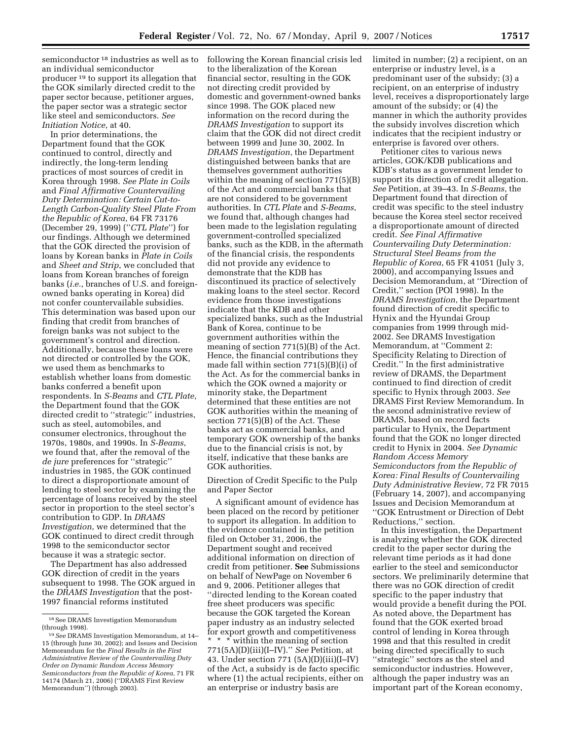semiconductor [18] industries as well as to an individual semiconductor producer [19] to support its allegation that the GOK similarly directed credit to the paper sector because, petitioner argues, the paper sector was a strategic sector like steel and semiconductors. *See Initiation Notice*, at 40.

In prior determinations, the Department found that the GOK continued to control, directly and indirectly, the long-term lending practices of most sources of credit in Korea through 1998. *See Plate in Coils* and *Final Affirmative Countervailing Duty Determination: Certain Cut-to-Length Carbon-Quality Steel Plate From the Republic of Korea*, 64 FR 73176 (December 29, 1999) (''*CTL Plate*'') for our findings. Although we determined that the GOK directed the provision of loans by Korean banks in *Plate in Coils* and *Sheet and Strip*, we concluded that loans from Korean branches of foreign banks (*i.e.*, branches of U.S. and foreign-owned banks operating in Korea) did not confer countervailable subsidies. This determination was based upon our finding that credit from branches of foreign banks was not subject to the government's control and direction. Additionally, because these loans were not directed or controlled by the GOK, we used them as benchmarks to establish whether loans from domestic banks conferred a benefit upon respondents. In *S-Beams* and *CTL Plate*, the Department found that the GOK directed credit to ''strategic'' industries, such as steel, automobiles, and consumer electronics, throughout the 1970s, 1980s, and 1990s. In *S-Beams*, we found that, after the removal of the *de jure* preferences for ''strategic'' industries in 1985, the GOK continued to direct a disproportionate amount of lending to steel sector by examining the percentage of loans received by the steel sector in proportion to the steel sector's contribution to GDP. In *DRAMS Investigation*, we determined that the GOK continued to direct credit through 1998 to the semiconductor sector because it was a strategic sector.

The Department has also addressed GOK direction of credit in the years subsequent to 1998. The GOK argued in the *DRAMS Investigation* that the post-1997 financial reforms instituted following the Korean financial crisis led to the liberalization of the Korean financial sector, resulting in the GOK not directing credit provided by domestic and government-owned banks since 1998. The GOK placed new information on the record during the *DRAMS Investigation* to support its claim that the GOK did not direct credit between 1999 and June 30, 2002. In *DRAMS Investigation*, the Department distinguished between banks that are themselves government authorities within the meaning of section 771(5)(B) of the Act and commercial banks that are not considered to be government authorities. In *CTL Plate* and *S-Beams*, we found that, although changes had been made to the legislation regulating government-controlled specialized banks, such as the KDB, in the aftermath of the financial crisis, the respondents did not provide any evidence to demonstrate that the KDB has discontinued its practice of selectively making loans to the steel sector. Record evidence from those investigations indicate that the KDB and other specialized banks, such as the Industrial Bank of Korea, continue to be government authorities within the meaning of section 771(5)(B) of the Act. Hence, the financial contributions they made fall within section 771(5)(B)(i) of the Act. As for the commercial banks in which the GOK owned a majority or minority stake, the Department determined that these entities are not GOK authorities within the meaning of section 771(5)(B) of the Act. These banks act as commercial banks, and temporary GOK ownership of the banks due to the financial crisis is not, by itself, indicative that these banks are GOK authorities.

Direction of Credit Specific to the Pulp and Paper Sector

A significant amount of evidence has been placed on the record by petitioner to support its allegation. In addition to the evidence contained in the petition filed on October 31, 2006, the Department sought and received additional information on direction of credit from petitioner. **See** Submissions on behalf of NewPage on November 6 and 9, 2006. Petitioner alleges that ''directed lending to the Korean coated free sheet producers was specific because the GOK targeted the Korean paper industry as an industry selected for export growth and competitiveness * * * within the meaning of section 771(5A)(D)(iii)(I–IV).'' *See* Petition, at 43. Under section 771 (5A)(D)(iii)(I–IV) of the Act, a subsidy is de facto specific where (1) the actual recipients, either on an enterprise or industry basis are limited in number; (2) a recipient, on an enterprise or industry level, is a predominant user of the subsidy; (3) a recipient, on an enterprise of industry level, receives a disproportionately large amount of the subsidy; or (4) the manner in which the authority provides the subsidy involves discretion which indicates that the recipient industry or enterprise is favored over others.

Petitioner cites to various news articles, GOK/KDB publications and KDB's status as a government lender to support its direction of credit allegation. *See* Petition, at 39–43. In *S-Beams*, the Department found that direction of credit was specific to the steel industry because the Korea steel sector received a disproportionate amount of directed credit. *See Final Affirmative Countervailing Duty Determination: Structural Steel Beams from the Republic of Korea*, 65 FR 41051 (July 3, 2000), and accompanying Issues and Decision Memorandum, at ''Direction of Credit,'' section (POI 1998). In the *DRAMS Investigation*, the Department found direction of credit specific to Hynix and the Hyundai Group companies from 1999 through mid-2002. See DRAMS Investigation Memorandum, at ''Comment 2: Specificity Relating to Direction of Credit.'' In the first administrative review of DRAMS, the Department continued to find direction of credit specific to Hynix through 2003. *See* DRAMS First Review Memorandum. In the second administrative review of DRAMS, based on record facts particular to Hynix, the Department found that the GOK no longer directed credit to Hynix in 2004. *See Dynamic Random Access Memory Semiconductors from the Republic of Korea: Final Results of Countervailing Duty Administrative Review*, 72 FR 7015 (February 14, 2007), and accompanying Issues and Decision Memorandum at ''GOK Entrustment or Direction of Debt Reductions,'' section.

In this investigation, the Department is analyzing whether the GOK directed credit to the paper sector during the relevant time periods as it had done earlier to the steel and semiconductor sectors. We preliminarily determine that there was no GOK direction of credit specific to the paper industry that would provide a benefit during the POI. As noted above, the Department has found that the GOK exerted broad control of lending in Korea through 1998 and that this resulted in credit being directed specifically to such ''strategic'' sectors as the steel and semiconductor industries. However, although the paper industry was an important part of the Korean economy,

---

[18] See DRAMS Investigation Memorandum (through 1998).

[19] *See* DRAMS Investigation Memorandum, at 14–15 (through June 30, 2002); and Issues and Decision Memorandum for the *Final Results in the First Administrative Review of the Countervailing Duty Order on Dynamic Random Access Memory Semiconductors from the Republic of Korea*, 71 FR 14174 (March 21, 2006) (''DRAMS First Review Memorandum'') (through 2003).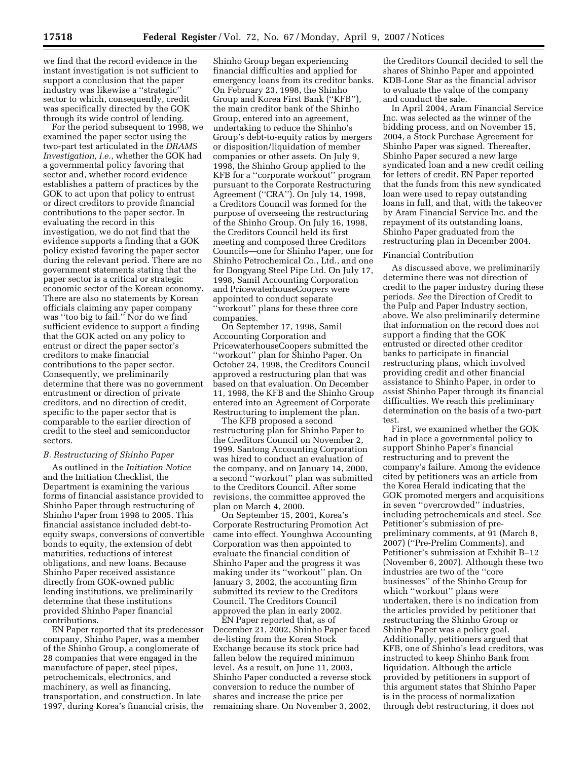we find that the record evidence in the instant investigation is not sufficient to support a conclusion that the paper industry was likewise a ''strategic'' sector to which, consequently, credit was specifically directed by the GOK through its wide control of lending.

For the period subsequent to 1998, we examined the paper sector using the two-part test articulated in the *DRAMS Investigation, i.e.*, whether the GOK had a governmental policy favoring that sector and, whether record evidence establishes a pattern of practices by the GOK to act upon that policy to entrust or direct creditors to provide financial contributions to the paper sector. In evaluating the record in this investigation, we do not find that the evidence supports a finding that a GOK policy existed favoring the paper sector during the relevant period. There are no government statements stating that the paper sector is a critical or strategic economic sector of the Korean economy. There are also no statements by Korean officials claiming any paper company was ''too big to fail.'' Nor do we find sufficient evidence to support a finding that the GOK acted on any policy to entrust or direct the paper sector's creditors to make financial contributions to the paper sector. Consequently, we preliminarily determine that there was no government entrustment or direction of private creditors, and no direction of credit, specific to the paper sector that is comparable to the earlier direction of credit to the steel and semiconductor sectors.

### *B. Restructuring of Shinho Paper*

As outlined in the *Initiation Notice* and the Initiation Checklist, the Department is examining the various forms of financial assistance provided to Shinho Paper through restructuring of Shinho Paper from 1998 to 2005. This financial assistance included debt-to-equity swaps, conversions of convertible bonds to equity, the extension of debt maturities, reductions of interest obligations, and new loans. Because Shinho Paper received assistance directly from GOK-owned public lending institutions, we preliminarily determine that these institutions provided Shinho Paper financial contributions.

EN Paper reported that its predecessor company, Shinho Paper, was a member of the Shinho Group, a conglomerate of 28 companies that were engaged in the manufacture of paper, steel pipes, petrochemicals, electronics, and machinery, as well as financing, transportation, and construction. In late 1997, during Korea's financial crisis, the Shinho Group began experiencing financial difficulties and applied for emergency loans from its creditor banks. On February 23, 1998, the Shinho Group and Korea First Bank (''KFB''), the main creditor bank of the Shinho Group, entered into an agreement, undertaking to reduce the Shinho's Group's debt-to-equity ratios by mergers or disposition/liquidation of member companies or other assets. On July 9, 1998, the Shinho Group applied to the KFB for a ''corporate workout'' program pursuant to the Corporate Restructuring Agreement (''CRA''). On July 14, 1998, a Creditors Council was formed for the purpose of overseeing the restructuring of the Shinho Group. On July 16, 1998, the Creditors Council held its first meeting and composed three Creditors Councils—one for Shinho Paper, one for Shinho Petrochemical Co., Ltd., and one for Dongyang Steel Pipe Ltd. On July 17, 1998, Samil Accounting Corporation and PricewaterhouseCoopers were appointed to conduct separate ''workout'' plans for these three core companies.

On September 17, 1998, Samil Accounting Corporation and PricewaterhouseCoopers submitted the ''workout'' plan for Shinho Paper. On October 24, 1998, the Creditors Council approved a restructuring plan that was based on that evaluation. On December 11, 1998, the KFB and the Shinho Group entered into an Agreement of Corporate Restructuring to implement the plan.

The KFB proposed a second restructuring plan for Shinho Paper to the Creditors Council on November 2, 1999. Santong Accounting Corporation was hired to conduct an evaluation of the company, and on January 14, 2000, a second ''workout'' plan was submitted to the Creditors Council. After some revisions, the committee approved the plan on March 4, 2000.

On September 15, 2001, Korea's Corporate Restructuring Promotion Act came into effect. Younghwa Accounting Corporation was then appointed to evaluate the financial condition of Shinho Paper and the progress it was making under its ''workout'' plan. On January 3, 2002, the accounting firm submitted its review to the Creditors Council. The Creditors Council approved the plan in early 2002.

EN Paper reported that, as of December 21, 2002, Shinho Paper faced de-listing from the Korea Stock Exchange because its stock price had fallen below the required minimum level. As a result, on June 11, 2003, Shinho Paper conducted a reverse stock conversion to reduce the number of shares and increase the price per remaining share. On November 3, 2002, the Creditors Council decided to sell the shares of Shinho Paper and appointed KDB-Lone Star as the financial advisor to evaluate the value of the company and conduct the sale.

In April 2004, Aram Financial Service Inc. was selected as the winner of the bidding process, and on November 15, 2004, a Stock Purchase Agreement for Shinho Paper was signed. Thereafter, Shinho Paper secured a new large syndicated loan and a new credit ceiling for letters of credit. EN Paper reported that the funds from this new syndicated loan were used to repay outstanding loans in full, and that, with the takeover by Aram Financial Service Inc. and the repayment of its outstanding loans, Shinho Paper graduated from the restructuring plan in December 2004.

#### Financial Contribution

As discussed above, we preliminarily determine there was not direction of credit to the paper industry during these periods. *See* the Direction of Credit to the Pulp and Paper Industry section, above. We also preliminarily determine that information on the record does not support a finding that the GOK entrusted or directed other creditor banks to participate in financial restructuring plans, which involved providing credit and other financial assistance to Shinho Paper, in order to assist Shinho Paper through its financial difficulties. We reach this preliminary determination on the basis of a two-part test.

First, we examined whether the GOK had in place a governmental policy to support Shinho Paper's financial restructuring and to prevent the company's failure. Among the evidence cited by petitioners was an article from the Korea Herald indicating that the GOK promoted mergers and acquisitions in seven ''overcrowded'' industries, including petrochemicals and steel. *See* Petitioner's submission of pre-preliminary comments, at 91 (March 8, 2007) (''Pre-Prelim Comments), and Petitioner's submission at Exhibit B–12 (November 6, 2007). Although these two industries are two of the ''core businesses'' of the Shinho Group for which ''workout'' plans were undertaken, there is no indication from the articles provided by petitioner that restructuring the Shinho Group or Shinho Paper was a policy goal. Additionally, petitioners argued that KFB, one of Shinho's lead creditors, was instructed to keep Shinho Bank from liquidation. Although the article provided by petitioners in support of this argument states that Shinho Paper is in the process of normalization through debt restructuring, it does not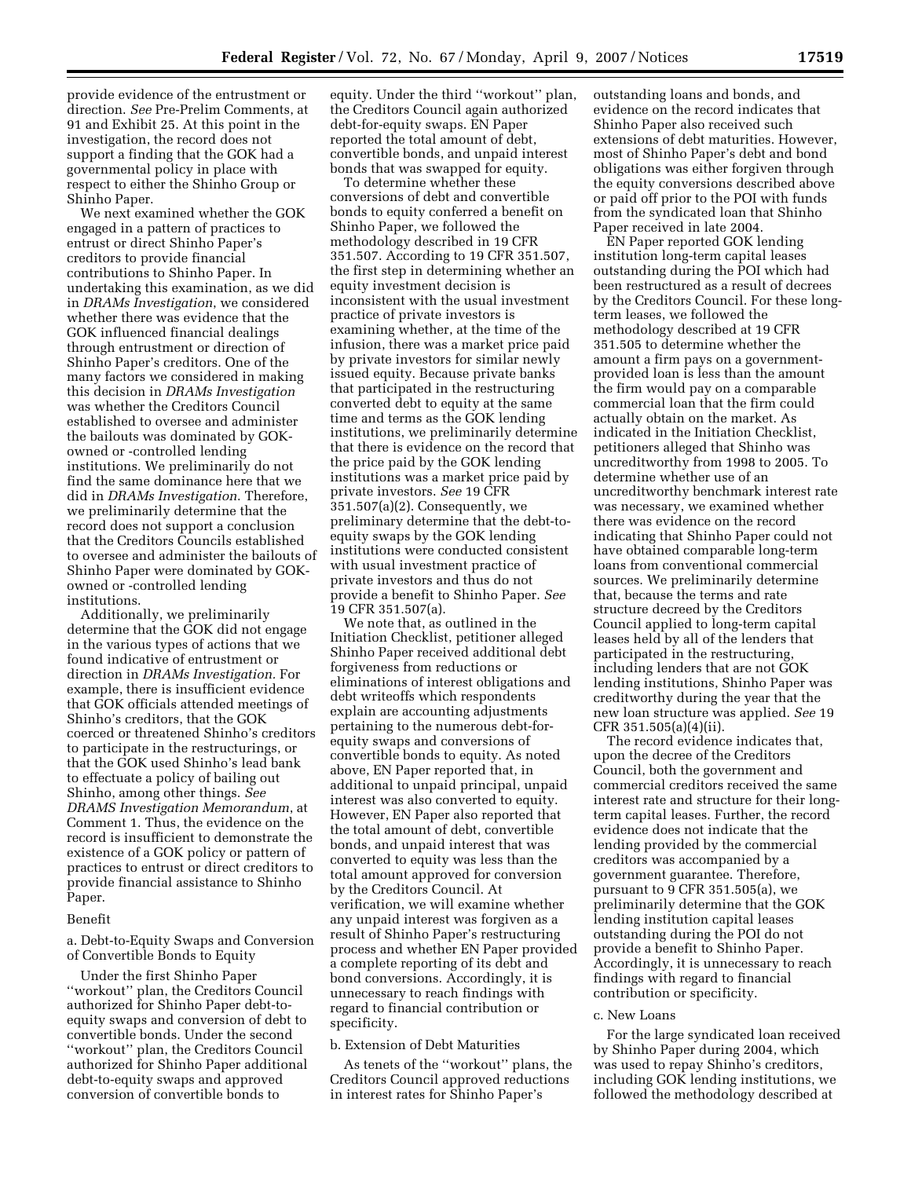provide evidence of the entrustment or direction. *See* Pre-Prelim Comments, at 91 and Exhibit 25. At this point in the investigation, the record does not support a finding that the GOK had a governmental policy in place with respect to either the Shinho Group or Shinho Paper.

We next examined whether the GOK engaged in a pattern of practices to entrust or direct Shinho Paper's creditors to provide financial contributions to Shinho Paper. In undertaking this examination, as we did in *DRAMs Investigation*, we considered whether there was evidence that the GOK influenced financial dealings through entrustment or direction of Shinho Paper's creditors. One of the many factors we considered in making this decision in *DRAMs Investigation* was whether the Creditors Council established to oversee and administer the bailouts was dominated by GOK-owned or -controlled lending institutions. We preliminarily do not find the same dominance here that we did in *DRAMs Investigation*. Therefore, we preliminarily determine that the record does not support a conclusion that the Creditors Councils established to oversee and administer the bailouts of Shinho Paper were dominated by GOK-owned or -controlled lending institutions.

Additionally, we preliminarily determine that the GOK did not engage in the various types of actions that we found indicative of entrustment or direction in *DRAMs Investigation*. For example, there is insufficient evidence that GOK officials attended meetings of Shinho's creditors, that the GOK coerced or threatened Shinho's creditors to participate in the restructurings, or that the GOK used Shinho's lead bank to effectuate a policy of bailing out Shinho, among other things. *See DRAMS Investigation Memorandum*, at Comment 1. Thus, the evidence on the record is insufficient to demonstrate the existence of a GOK policy or pattern of practices to entrust or direct creditors to provide financial assistance to Shinho Paper.

Benefit

a. Debt-to-Equity Swaps and Conversion of Convertible Bonds to Equity

Under the first Shinho Paper ''workout'' plan, the Creditors Council authorized for Shinho Paper debt-to-equity swaps and conversion of debt to convertible bonds. Under the second ''workout'' plan, the Creditors Council authorized for Shinho Paper additional debt-to-equity swaps and approved conversion of convertible bonds to equity. Under the third ''workout'' plan, the Creditors Council again authorized debt-for-equity swaps. EN Paper reported the total amount of debt, convertible bonds, and unpaid interest bonds that was swapped for equity.

To determine whether these conversions of debt and convertible bonds to equity conferred a benefit on Shinho Paper, we followed the methodology described in 19 CFR 351.507. According to 19 CFR 351.507, the first step in determining whether an equity investment decision is inconsistent with the usual investment practice of private investors is examining whether, at the time of the infusion, there was a market price paid by private investors for similar newly issued equity. Because private banks that participated in the restructuring converted debt to equity at the same time and terms as the GOK lending institutions, we preliminarily determine that there is evidence on the record that the price paid by the GOK lending institutions was a market price paid by private investors. *See* 19 CFR 351.507(a)(2). Consequently, we preliminary determine that the debt-to-equity swaps by the GOK lending institutions were conducted consistent with usual investment practice of private investors and thus do not provide a benefit to Shinho Paper. *See* 19 CFR 351.507(a).

We note that, as outlined in the Initiation Checklist, petitioner alleged Shinho Paper received additional debt forgiveness from reductions or eliminations of interest obligations and debt writeoffs which respondents explain are accounting adjustments pertaining to the numerous debt-for-equity swaps and conversions of convertible bonds to equity. As noted above, EN Paper reported that, in additional to unpaid principal, unpaid interest was also converted to equity. However, EN Paper also reported that the total amount of debt, convertible bonds, and unpaid interest that was converted to equity was less than the total amount approved for conversion by the Creditors Council. At verification, we will examine whether any unpaid interest was forgiven as a result of Shinho Paper's restructuring process and whether EN Paper provided a complete reporting of its debt and bond conversions. Accordingly, it is unnecessary to reach findings with regard to financial contribution or specificity.

b. Extension of Debt Maturities

As tenets of the ''workout'' plans, the Creditors Council approved reductions in interest rates for Shinho Paper's outstanding loans and bonds, and evidence on the record indicates that Shinho Paper also received such extensions of debt maturities. However, most of Shinho Paper's debt and bond obligations was either forgiven through the equity conversions described above or paid off prior to the POI with funds from the syndicated loan that Shinho Paper received in late 2004.

EN Paper reported GOK lending institution long-term capital leases outstanding during the POI which had been restructured as a result of decrees by the Creditors Council. For these long-term leases, we followed the methodology described at 19 CFR 351.505 to determine whether the amount a firm pays on a government-provided loan is less than the amount the firm would pay on a comparable commercial loan that the firm could actually obtain on the market. As indicated in the Initiation Checklist, petitioners alleged that Shinho was uncreditworthy from 1998 to 2005. To determine whether use of an uncreditworthy benchmark interest rate was necessary, we examined whether there was evidence on the record indicating that Shinho Paper could not have obtained comparable long-term loans from conventional commercial sources. We preliminarily determine that, because the terms and rate structure decreed by the Creditors Council applied to long-term capital leases held by all of the lenders that participated in the restructuring, including lenders that are not GOK lending institutions, Shinho Paper was creditworthy during the year that the new loan structure was applied. *See* 19 CFR 351.505(a)(4)(ii).

The record evidence indicates that, upon the decree of the Creditors Council, both the government and commercial creditors received the same interest rate and structure for their long-term capital leases. Further, the record evidence does not indicate that the lending provided by the commercial creditors was accompanied by a government guarantee. Therefore, pursuant to 9 CFR 351.505(a), we preliminarily determine that the GOK lending institution capital leases outstanding during the POI do not provide a benefit to Shinho Paper. Accordingly, it is unnecessary to reach findings with regard to financial contribution or specificity.

c. New Loans

For the large syndicated loan received by Shinho Paper during 2004, which was used to repay Shinho's creditors, including GOK lending institutions, we followed the methodology described at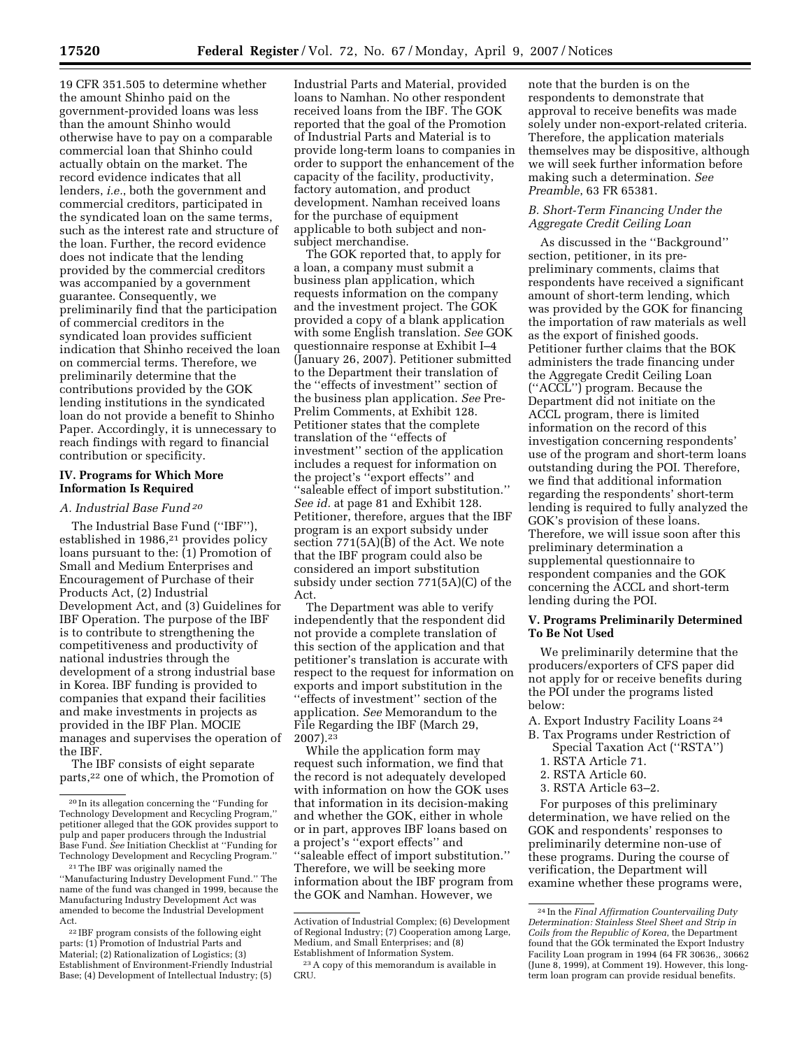19 CFR 351.505 to determine whether the amount Shinho paid on the government-provided loans was less than the amount Shinho would otherwise have to pay on a comparable commercial loan that Shinho could actually obtain on the market. The record evidence indicates that all lenders, *i.e.*, both the government and commercial creditors, participated in the syndicated loan on the same terms, such as the interest rate and structure of the loan. Further, the record evidence does not indicate that the lending provided by the commercial creditors was accompanied by a government guarantee. Consequently, we preliminarily find that the participation of commercial creditors in the syndicated loan provides sufficient indication that Shinho received the loan on commercial terms. Therefore, we preliminarily determine that the contributions provided by the GOK lending institutions in the syndicated loan do not provide a benefit to Shinho Paper. Accordingly, it is unnecessary to reach findings with regard to financial contribution or specificity.

### IV. Programs for Which More Information Is Required

#### *A. Industrial Base Fund* [20]

The Industrial Base Fund (''IBF''), established in 1986,[21] provides policy loans pursuant to the: (1) Promotion of Small and Medium Enterprises and Encouragement of Purchase of their Products Act, (2) Industrial Development Act, and (3) Guidelines for IBF Operation. The purpose of the IBF is to contribute to strengthening the competitiveness and productivity of national industries through the development of a strong industrial base in Korea. IBF funding is provided to companies that expand their facilities and make investments in projects as provided in the IBF Plan. MOCIE manages and supervises the operation of the IBF.

The IBF consists of eight separate parts,[22] one of which, the Promotion of Industrial Parts and Material, provided loans to Namhan. No other respondent received loans from the IBF. The GOK reported that the goal of the Promotion of Industrial Parts and Material is to provide long-term loans to companies in order to support the enhancement of the capacity of the facility, productivity, factory automation, and product development. Namhan received loans for the purchase of equipment applicable to both subject and non-subject merchandise.

The GOK reported that, to apply for a loan, a company must submit a business plan application, which requests information on the company and the investment project. The GOK provided a copy of a blank application with some English translation. *See* GOK questionnaire response at Exhibit I–4 (January 26, 2007). Petitioner submitted to the Department their translation of the ''effects of investment'' section of the business plan application. *See* Pre-Prelim Comments, at Exhibit 128. Petitioner states that the complete translation of the ''effects of investment'' section of the application includes a request for information on the project's ''export effects'' and ''saleable effect of import substitution.'' *See id.* at page 81 and Exhibit 128. Petitioner, therefore, argues that the IBF program is an export subsidy under section 771(5A)(B) of the Act. We note that the IBF program could also be considered an import substitution subsidy under section 771(5A)(C) of the Act.

The Department was able to verify independently that the respondent did not provide a complete translation of this section of the application and that petitioner's translation is accurate with respect to the request for information on exports and import substitution in the ''effects of investment'' section of the application. *See* Memorandum to the File Regarding the IBF (March 29, 2007).[23]

While the application form may request such information, we find that the record is not adequately developed with information on how the GOK uses that information in its decision-making and whether the GOK, either in whole or in part, approves IBF loans based on a project's ''export effects'' and ''saleable effect of import substitution.'' Therefore, we will be seeking more information about the IBF program from the GOK and Namhan. However, we note that the burden is on the respondents to demonstrate that approval to receive benefits was made solely under non-export-related criteria. Therefore, the application materials themselves may be dispositive, although we will seek further information before making such a determination. *See Preamble*, 63 FR 65381.

#### *B. Short-Term Financing Under the Aggregate Credit Ceiling Loan*

As discussed in the ''Background'' section, petitioner, in its pre-preliminary comments, claims that respondents have received a significant amount of short-term lending, which was provided by the GOK for financing the importation of raw materials as well as the export of finished goods. Petitioner further claims that the BOK administers the trade financing under the Aggregate Credit Ceiling Loan (''ACCL'') program. Because the Department did not initiate on the ACCL program, there is limited information on the record of this investigation concerning respondents' use of the program and short-term loans outstanding during the POI. Therefore, we find that additional information regarding the respondents' short-term lending is required to fully analyzed the GOK's provision of these loans. Therefore, we will issue soon after this preliminary determination a supplemental questionnaire to respondent companies and the GOK concerning the ACCL and short-term lending during the POI.

### V. Programs Preliminarily Determined To Be Not Used

We preliminarily determine that the producers/exporters of CFS paper did not apply for or receive benefits during the POI under the programs listed below:

A. Export Industry Facility Loans [24]

B. Tax Programs under Restriction of Special Taxation Act (''RSTA'')

1. RSTA Article 71.
2. RSTA Article 60.
3. RSTA Article 63–2.

For purposes of this preliminary determination, we have relied on the GOK and respondents' responses to preliminarily determine non-use of these programs. During the course of verification, the Department will examine whether these programs were,

---

[20] In its allegation concerning the ''Funding for Technology Development and Recycling Program,'' petitioner alleged that the GOK provides support to pulp and paper producers through the Industrial Base Fund. *See* Initiation Checklist at ''Funding for Technology Development and Recycling Program.''

[21] The IBF was originally named the ''Manufacturing Industry Development Fund.'' The name of the fund was changed in 1999, because the Manufacturing Industry Development Act was amended to become the Industrial Development Act.

[22] IBF program consists of the following eight parts: (1) Promotion of Industrial Parts and Material; (2) Rationalization of Logistics; (3) Establishment of Environment-Friendly Industrial Base; (4) Development of Intellectual Industry; (5) Activation of Industrial Complex; (6) Development of Regional Industry; (7) Cooperation among Large, Medium, and Small Enterprises; and (8) Establishment of Information System.

[23] A copy of this memorandum is available in CRU.

[24] In the *Final Affirmation Countervailing Duty Determination: Stainless Steel Sheet and Strip in Coils from the Republic of Korea*, the Department found that the GOk terminated the Export Industry Facility Loan program in 1994 (64 FR 30636,, 30662 (June 8, 1999), at Comment 19). However, this long-term loan program can provide residual benefits.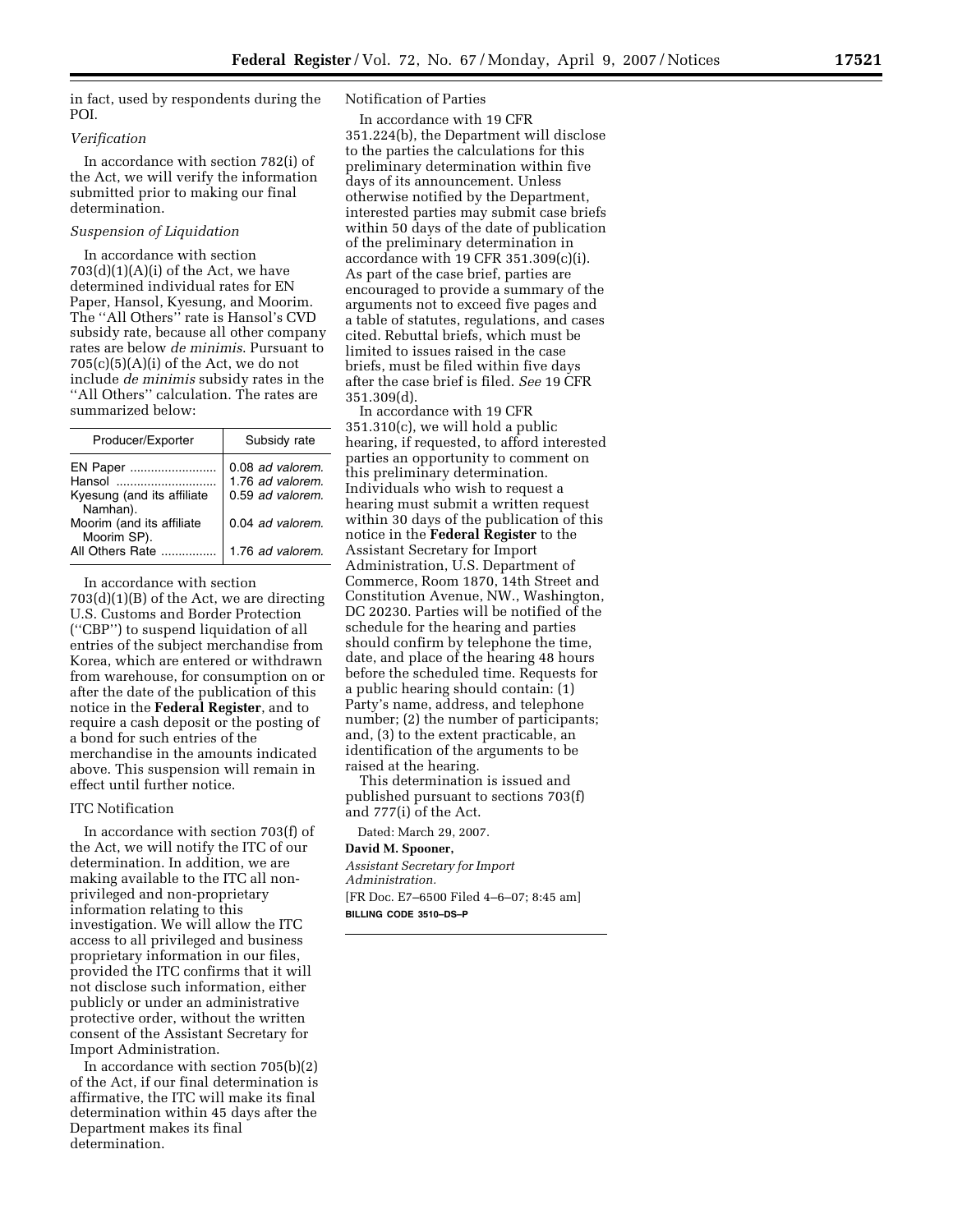in fact, used by respondents during the POI.

*Verification*

In accordance with section 782(i) of the Act, we will verify the information submitted prior to making our final determination.

*Suspension of Liquidation*

In accordance with section 703(d)(1)(A)(i) of the Act, we have determined individual rates for EN Paper, Hansol, Kyesung, and Moorim. The ''All Others'' rate is Hansol's CVD subsidy rate, because all other company rates are below *de minimis*. Pursuant to 705(c)(5)(A)(i) of the Act, we do not include *de minimis* subsidy rates in the ''All Others'' calculation. The rates are summarized below:

| Producer/Exporter | Subsidy rate |
|---|---|
| EN Paper | 0.08 *ad valorem*. |
| Hansol | 1.76 *ad valorem*. |
| Kyesung (and its affiliate Namhan). | 0.59 *ad valorem*. |
| Moorim (and its affiliate Moorim SP). | 0.04 *ad valorem*. |
| All Others Rate | 1.76 *ad valorem*. |

In accordance with section 703(d)(1)(B) of the Act, we are directing U.S. Customs and Border Protection (''CBP'') to suspend liquidation of all entries of the subject merchandise from Korea, which are entered or withdrawn from warehouse, for consumption on or after the date of the publication of this notice in the **Federal Register**, and to require a cash deposit or the posting of a bond for such entries of the merchandise in the amounts indicated above. This suspension will remain in effect until further notice.

ITC Notification

In accordance with section 703(f) of the Act, we will notify the ITC of our determination. In addition, we are making available to the ITC all non-privileged and non-proprietary information relating to this investigation. We will allow the ITC access to all privileged and business proprietary information in our files, provided the ITC confirms that it will not disclose such information, either publicly or under an administrative protective order, without the written consent of the Assistant Secretary for Import Administration.

In accordance with section 705(b)(2) of the Act, if our final determination is affirmative, the ITC will make its final determination within 45 days after the Department makes its final determination.

Notification of Parties

In accordance with 19 CFR 351.224(b), the Department will disclose to the parties the calculations for this preliminary determination within five days of its announcement. Unless otherwise notified by the Department, interested parties may submit case briefs within 50 days of the date of publication of the preliminary determination in accordance with 19 CFR 351.309(c)(i). As part of the case brief, parties are encouraged to provide a summary of the arguments not to exceed five pages and a table of statutes, regulations, and cases cited. Rebuttal briefs, which must be limited to issues raised in the case briefs, must be filed within five days after the case brief is filed. *See* 19 CFR 351.309(d).

In accordance with 19 CFR 351.310(c), we will hold a public hearing, if requested, to afford interested parties an opportunity to comment on this preliminary determination. Individuals who wish to request a hearing must submit a written request within 30 days of the publication of this notice in the **Federal Register** to the Assistant Secretary for Import Administration, U.S. Department of Commerce, Room 1870, 14th Street and Constitution Avenue, NW., Washington, DC 20230. Parties will be notified of the schedule for the hearing and parties should confirm by telephone the time, date, and place of the hearing 48 hours before the scheduled time. Requests for a public hearing should contain: (1) Party's name, address, and telephone number; (2) the number of participants; and, (3) to the extent practicable, an identification of the arguments to be raised at the hearing.

This determination is issued and published pursuant to sections 703(f) and 777(i) of the Act.

Dated: March 29, 2007.

**David M. Spooner,**

*Assistant Secretary for Import Administration.*

[FR Doc. E7–6500 Filed 4–6–07; 8:45 am]

**BILLING CODE 3510–DS–P**